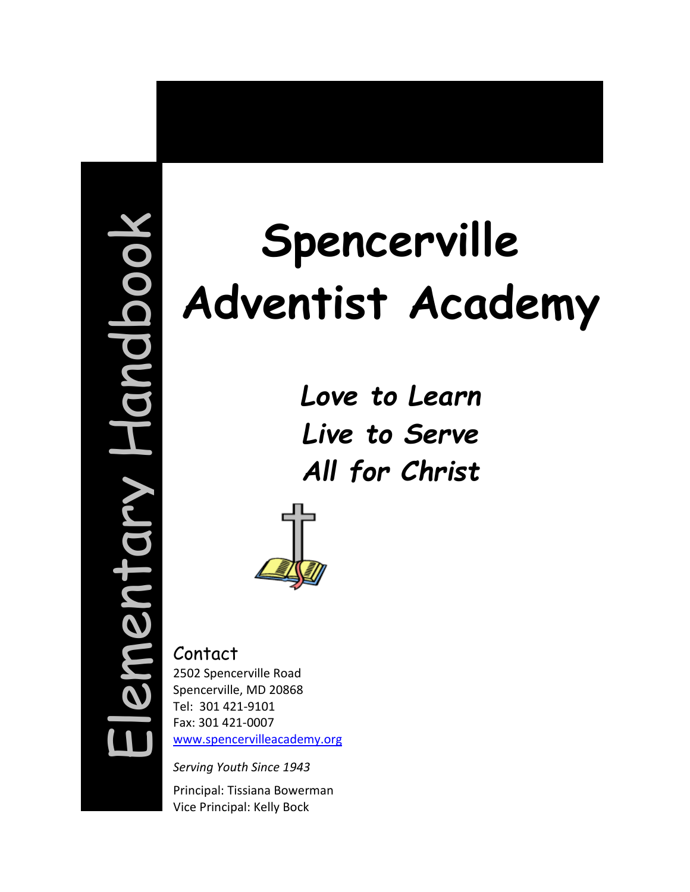Elementary Handbook

# Spencerville Adventist Academy

***Love to Learn***
***Live to Serve***
***All for Christ***

## Contact

2502 Spencerville Road
Spencerville, MD 20868
Tel: 301 421-9101
Fax: 301 421-0007
www.spencervilleacademy.org

*Serving Youth Since 1943*

Principal: Tissiana Bowerman
Vice Principal: Kelly Bock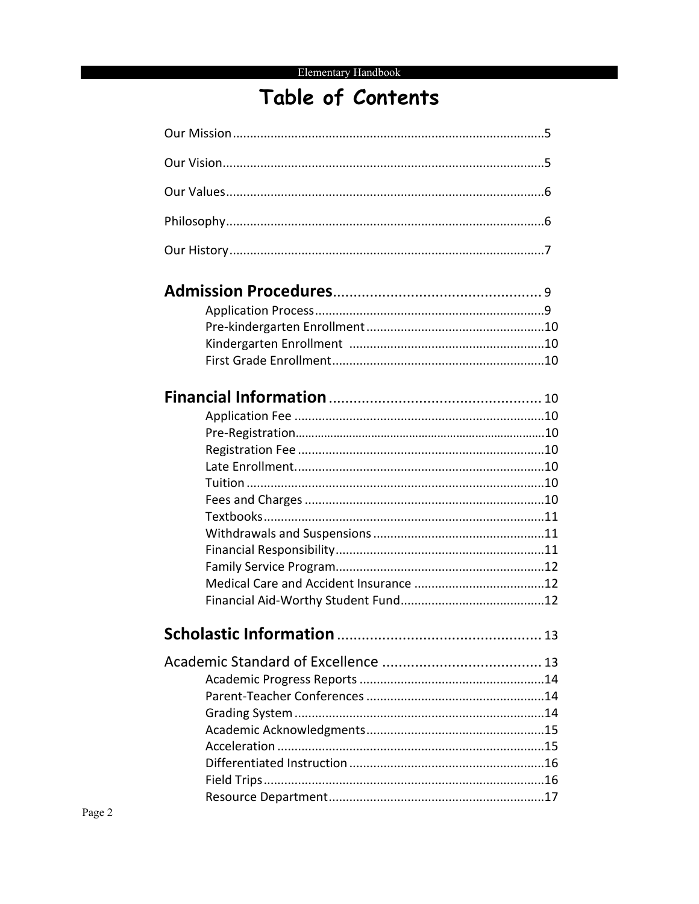# Table of Contents

Our Mission....................................................................................5

Our Vision......................................................................................5

Our Values.....................................................................................6

Philosophy.....................................................................................6

Our History....................................................................................7

## Admission Procedures.................................................... 9

- Application Process..........................................................9
- Pre-kindergarten Enrollment..............................................10
- Kindergarten Enrollment ...................................................10
- First Grade Enrollment......................................................10

## Financial Information.................................................... 10

- Application Fee ...............................................................10
- Pre-Registration...............................................................10
- Registration Fee ..............................................................10
- Late Enrollment...............................................................10
- Tuition ...........................................................................10
- Fees and Charges ............................................................10
- Textbooks.......................................................................11
- Withdrawals and Suspensions ...........................................11
- Financial Responsibility.....................................................11
- Family Service Program.....................................................12
- Medical Care and Accident Insurance .................................12
- Financial Aid-Worthy Student Fund....................................12

## Scholastic Information.................................................. 13

Academic Standard of Excellence ....................................... 13

- Academic Progress Reports ...............................................14
- Parent-Teacher Conferences .............................................14
- Grading System ...............................................................14
- Academic Acknowledgments.............................................15
- Acceleration ....................................................................15
- Differentiated Instruction ..................................................16
- Field Trips.......................................................................16
- Resource Department.......................................................17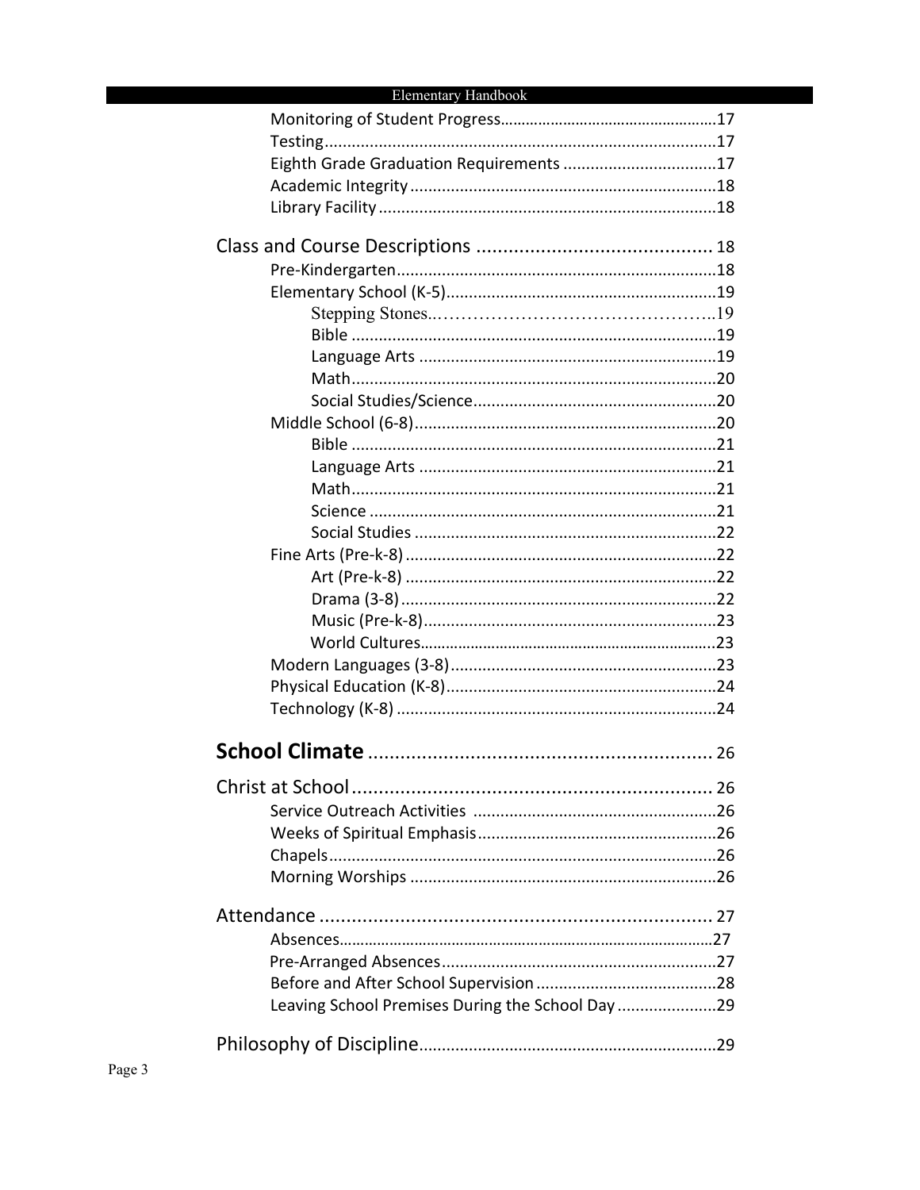Monitoring of Student Progress....................................................17
Testing........................................................................................17
Eighth Grade Graduation Requirements ..................................17
Academic Integrity.....................................................................18
Library Facility............................................................................18

Class and Course Descriptions ............................................ 18
Pre-Kindergarten........................................................................18
Elementary School (K-5).............................................................19
Stepping Stones...........................................................19
Bible ...................................................................................19
Language Arts ....................................................................19
Math...................................................................................20
Social Studies/Science........................................................20
Middle School (6-8)....................................................................20
Bible ...................................................................................21
Language Arts ....................................................................21
Math...................................................................................21
Science ...............................................................................21
Social Studies .....................................................................22
Fine Arts (Pre-k-8) ......................................................................22
Art (Pre-k-8) .......................................................................22
Drama (3-8) ........................................................................22
Music (Pre-k-8)....................................................................23
World Cultures....................................................................23
Modern Languages (3-8)............................................................23
Physical Education (K-8).............................................................24
Technology (K-8) ........................................................................24

**School Climate** ................................................................ 26

Christ at School .................................................................... 26
Service Outreach Activities .......................................................26
Weeks of Spiritual Emphasis......................................................26
Chapels.......................................................................................26
Morning Worships .....................................................................26

Attendance .......................................................................... 27
Absences.....................................................................................27
Pre-Arranged Absences..............................................................27
Before and After School Supervision .........................................28
Leaving School Premises During the School Day .......................29

Philosophy of Discipline.......................................................29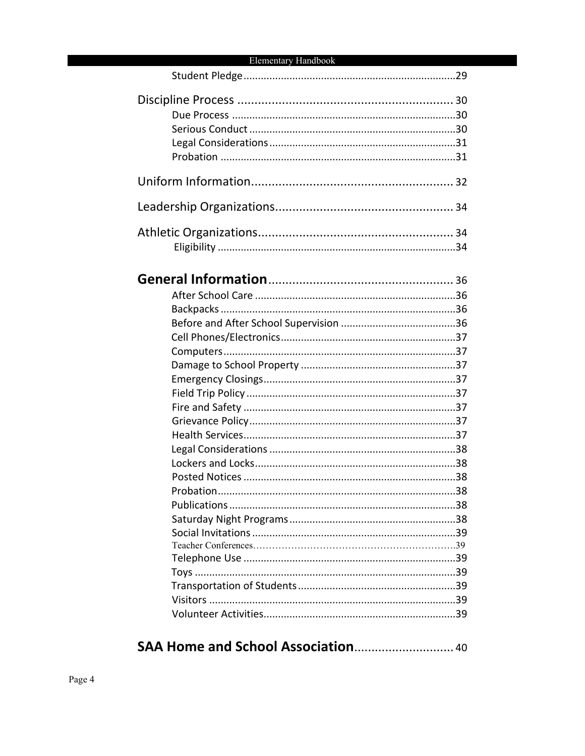Student Pledge ........................................................................ 29

Discipline Process ............................................................... 30

Due Process ............................................................................ 30

Serious Conduct ...................................................................... 30

Legal Considerations ............................................................... 31

Probation ................................................................................ 31

Uniform Information ........................................................... 32

Leadership Organizations .................................................... 34

Athletic Organizations ......................................................... 34

Eligibility ................................................................................. 34

**General Information** ...................................................... 36

After School Care ..................................................................... 36

Backpacks ................................................................................ 36

Before and After School Supervision ....................................... 36

Cell Phones/Electronics ............................................................ 37

Computers ............................................................................... 37

Damage to School Property ..................................................... 37

Emergency Closings .................................................................. 37

Field Trip Policy ........................................................................ 37

Fire and Safety ......................................................................... 37

Grievance Policy ....................................................................... 37

Health Services ......................................................................... 37

Legal Considerations ................................................................ 38

Lockers and Locks ..................................................................... 38

Posted Notices ......................................................................... 38

Probation ................................................................................. 38

Publications ............................................................................. 38

Saturday Night Programs .......................................................... 38

Social Invitations ...................................................................... 39

Teacher Conferences ................................................................ 39

Telephone Use ......................................................................... 39

Toys .......................................................................................... 39

Transportation of Students ...................................................... 39

Visitors ..................................................................................... 39

Volunteer Activities .................................................................. 39

**SAA Home and School Association** ............................. 40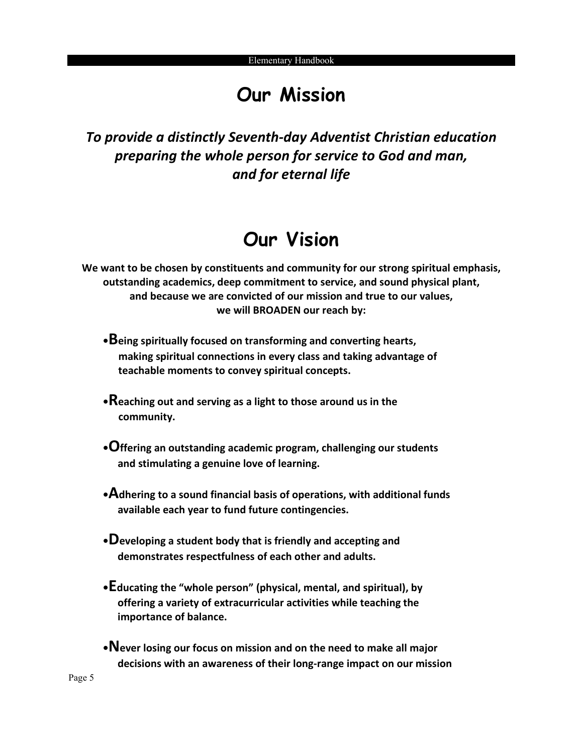# Our Mission

***To provide a distinctly Seventh-day Adventist Christian education preparing the whole person for service to God and man, and for eternal life***

# Our Vision

**We want to be chosen by constituents and community for our strong spiritual emphasis, outstanding academics, deep commitment to service, and sound physical plant, and because we are convicted of our mission and true to our values, we will BROADEN our reach by:**

- **Being spiritually focused on transforming and converting hearts, making spiritual connections in every class and taking advantage of teachable moments to convey spiritual concepts.**

- **Reaching out and serving as a light to those around us in the community.**

- **Offering an outstanding academic program, challenging our students and stimulating a genuine love of learning.**

- **Adhering to a sound financial basis of operations, with additional funds available each year to fund future contingencies.**

- **Developing a student body that is friendly and accepting and demonstrates respectfulness of each other and adults.**

- **Educating the "whole person" (physical, mental, and spiritual), by offering a variety of extracurricular activities while teaching the importance of balance.**

- **Never losing our focus on mission and on the need to make all major decisions with an awareness of their long-range impact on our mission**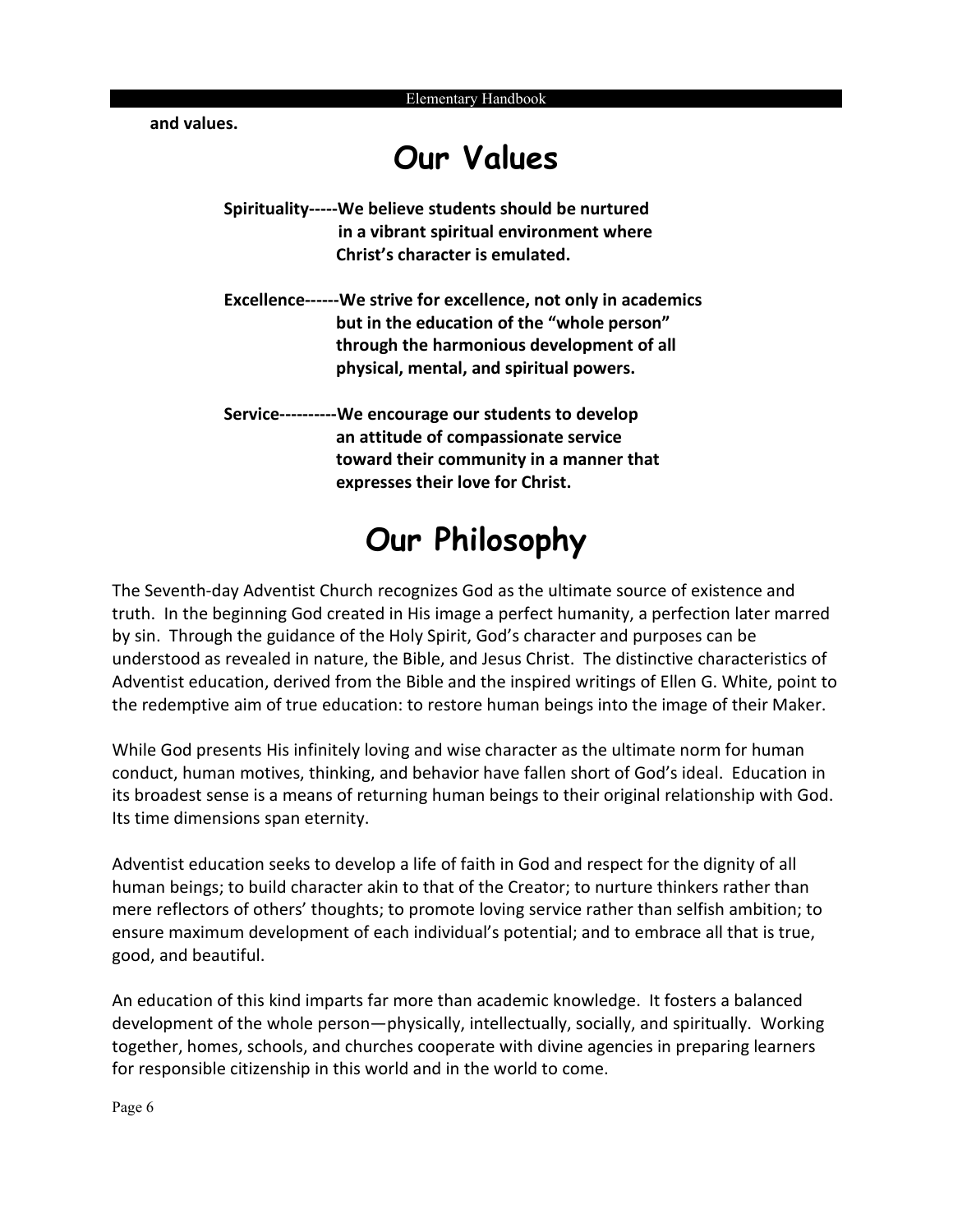**and values.**

# Our Values

**Spirituality-----We believe students should be nurtured in a vibrant spiritual environment where Christ's character is emulated.**

**Excellence------We strive for excellence, not only in academics but in the education of the "whole person" through the harmonious development of all physical, mental, and spiritual powers.**

**Service----------We encourage our students to develop an attitude of compassionate service toward their community in a manner that expresses their love for Christ.**

# Our Philosophy

The Seventh-day Adventist Church recognizes God as the ultimate source of existence and truth. In the beginning God created in His image a perfect humanity, a perfection later marred by sin. Through the guidance of the Holy Spirit, God's character and purposes can be understood as revealed in nature, the Bible, and Jesus Christ. The distinctive characteristics of Adventist education, derived from the Bible and the inspired writings of Ellen G. White, point to the redemptive aim of true education: to restore human beings into the image of their Maker.

While God presents His infinitely loving and wise character as the ultimate norm for human conduct, human motives, thinking, and behavior have fallen short of God's ideal. Education in its broadest sense is a means of returning human beings to their original relationship with God. Its time dimensions span eternity.

Adventist education seeks to develop a life of faith in God and respect for the dignity of all human beings; to build character akin to that of the Creator; to nurture thinkers rather than mere reflectors of others' thoughts; to promote loving service rather than selfish ambition; to ensure maximum development of each individual's potential; and to embrace all that is true, good, and beautiful.

An education of this kind imparts far more than academic knowledge. It fosters a balanced development of the whole person—physically, intellectually, socially, and spiritually. Working together, homes, schools, and churches cooperate with divine agencies in preparing learners for responsible citizenship in this world and in the world to come.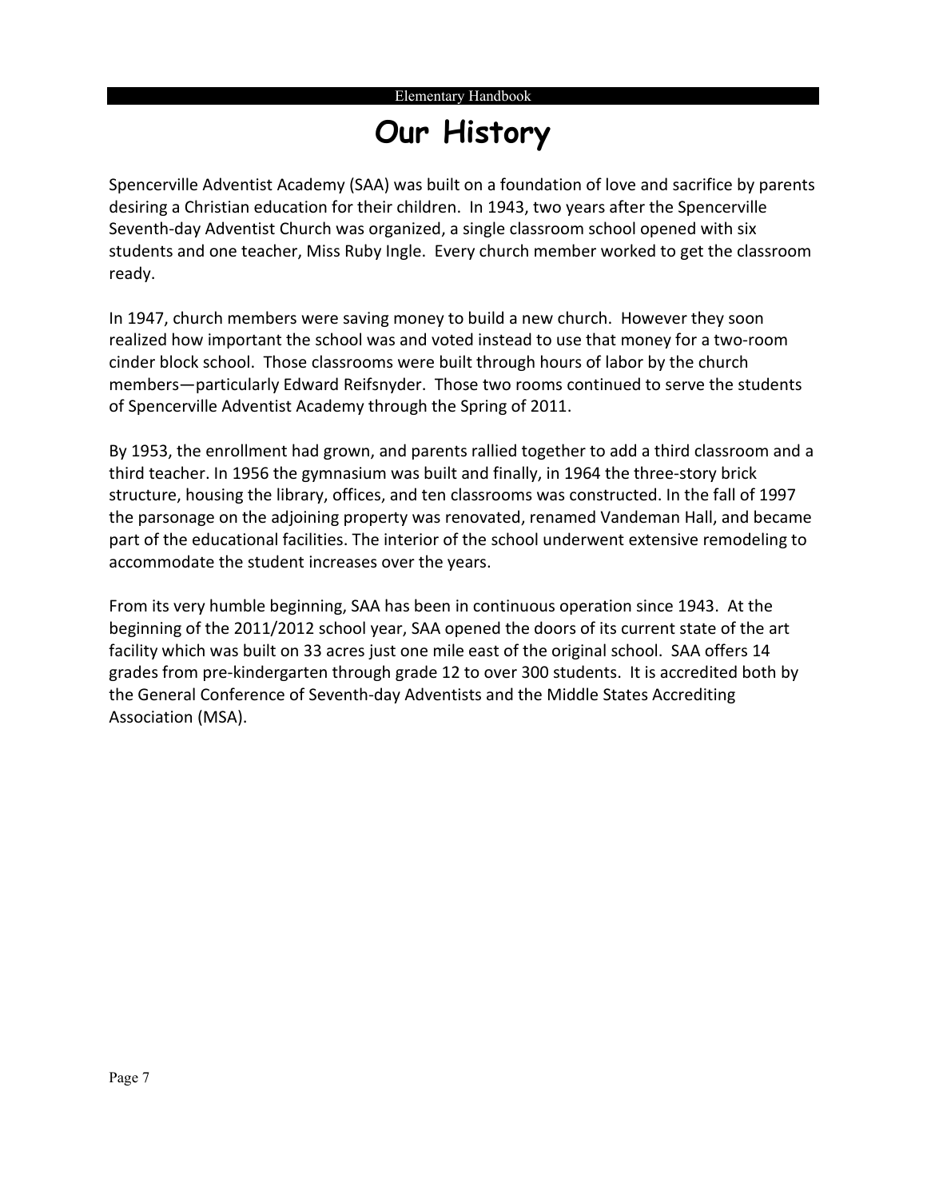# Our History

Spencerville Adventist Academy (SAA) was built on a foundation of love and sacrifice by parents desiring a Christian education for their children. In 1943, two years after the Spencerville Seventh-day Adventist Church was organized, a single classroom school opened with six students and one teacher, Miss Ruby Ingle. Every church member worked to get the classroom ready.

In 1947, church members were saving money to build a new church. However they soon realized how important the school was and voted instead to use that money for a two-room cinder block school. Those classrooms were built through hours of labor by the church members—particularly Edward Reifsnyder. Those two rooms continued to serve the students of Spencerville Adventist Academy through the Spring of 2011.

By 1953, the enrollment had grown, and parents rallied together to add a third classroom and a third teacher. In 1956 the gymnasium was built and finally, in 1964 the three-story brick structure, housing the library, offices, and ten classrooms was constructed. In the fall of 1997 the parsonage on the adjoining property was renovated, renamed Vandeman Hall, and became part of the educational facilities. The interior of the school underwent extensive remodeling to accommodate the student increases over the years.

From its very humble beginning, SAA has been in continuous operation since 1943. At the beginning of the 2011/2012 school year, SAA opened the doors of its current state of the art facility which was built on 33 acres just one mile east of the original school. SAA offers 14 grades from pre-kindergarten through grade 12 to over 300 students. It is accredited both by the General Conference of Seventh-day Adventists and the Middle States Accrediting Association (MSA).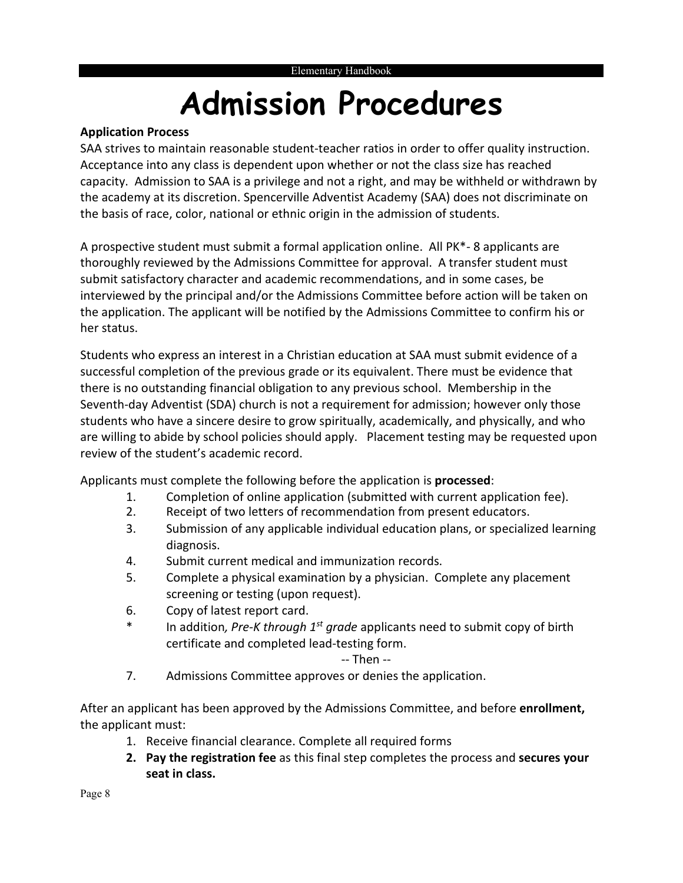# Admission Procedures

**Application Process**

SAA strives to maintain reasonable student-teacher ratios in order to offer quality instruction. Acceptance into any class is dependent upon whether or not the class size has reached capacity. Admission to SAA is a privilege and not a right, and may be withheld or withdrawn by the academy at its discretion. Spencerville Adventist Academy (SAA) does not discriminate on the basis of race, color, national or ethnic origin in the admission of students.

A prospective student must submit a formal application online. All PK*- 8 applicants are thoroughly reviewed by the Admissions Committee for approval. A transfer student must submit satisfactory character and academic recommendations, and in some cases, be interviewed by the principal and/or the Admissions Committee before action will be taken on the application. The applicant will be notified by the Admissions Committee to confirm his or her status.

Students who express an interest in a Christian education at SAA must submit evidence of a successful completion of the previous grade or its equivalent. There must be evidence that there is no outstanding financial obligation to any previous school. Membership in the Seventh-day Adventist (SDA) church is not a requirement for admission; however only those students who have a sincere desire to grow spiritually, academically, and physically, and who are willing to abide by school policies should apply. Placement testing may be requested upon review of the student's academic record.

Applicants must complete the following before the application is **processed**:

1. Completion of online application (submitted with current application fee).
2. Receipt of two letters of recommendation from present educators.
3. Submission of any applicable individual education plans, or specialized learning diagnosis.
4. Submit current medical and immunization records.
5. Complete a physical examination by a physician. Complete any placement screening or testing (upon request).
6. Copy of latest report card.

\* In addition*, Pre-K through 1st grade* applicants need to submit copy of birth certificate and completed lead-testing form.

-- Then --

7. Admissions Committee approves or denies the application.

After an applicant has been approved by the Admissions Committee, and before **enrollment,** the applicant must:

1. Receive financial clearance. Complete all required forms
2. **Pay the registration fee** as this final step completes the process and **secures your seat in class.**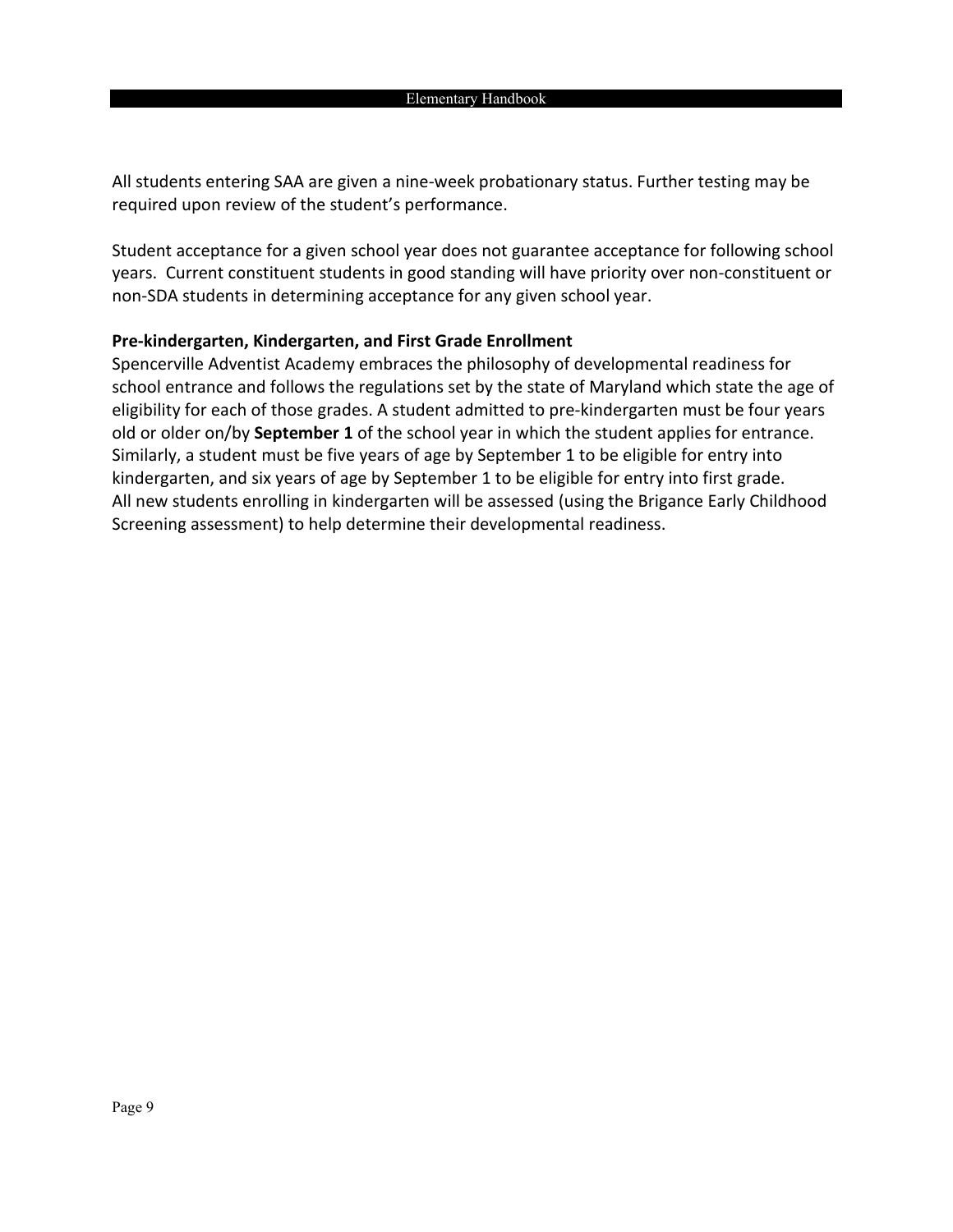All students entering SAA are given a nine-week probationary status. Further testing may be required upon review of the student's performance.

Student acceptance for a given school year does not guarantee acceptance for following school years. Current constituent students in good standing will have priority over non-constituent or non-SDA students in determining acceptance for any given school year.

**Pre-kindergarten, Kindergarten, and First Grade Enrollment**

Spencerville Adventist Academy embraces the philosophy of developmental readiness for school entrance and follows the regulations set by the state of Maryland which state the age of eligibility for each of those grades. A student admitted to pre-kindergarten must be four years old or older on/by **September 1** of the school year in which the student applies for entrance. Similarly, a student must be five years of age by September 1 to be eligible for entry into kindergarten, and six years of age by September 1 to be eligible for entry into first grade. All new students enrolling in kindergarten will be assessed (using the Brigance Early Childhood Screening assessment) to help determine their developmental readiness.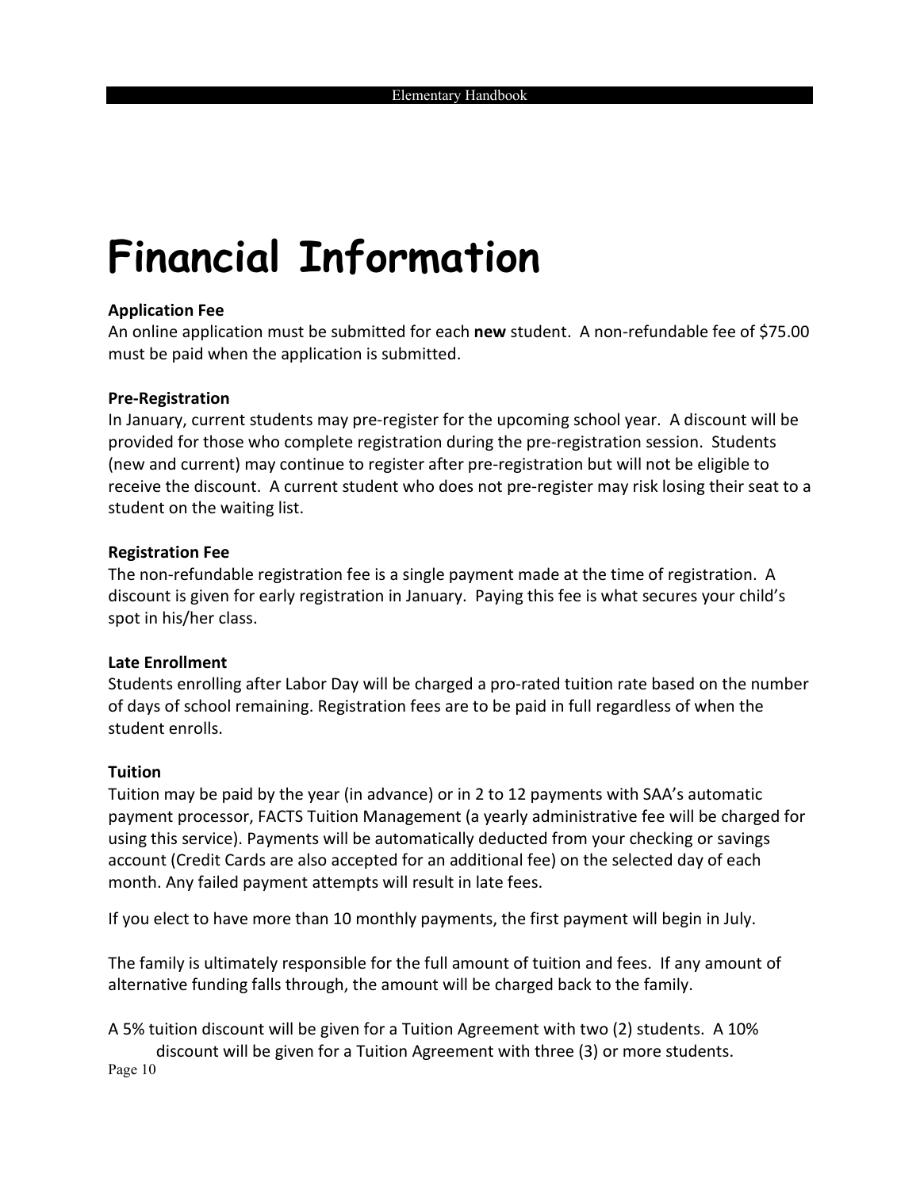# Financial Information

**Application Fee**
An online application must be submitted for each **new** student. A non-refundable fee of $75.00 must be paid when the application is submitted.

**Pre-Registration**
In January, current students may pre-register for the upcoming school year. A discount will be provided for those who complete registration during the pre-registration session. Students (new and current) may continue to register after pre-registration but will not be eligible to receive the discount. A current student who does not pre-register may risk losing their seat to a student on the waiting list.

**Registration Fee**
The non-refundable registration fee is a single payment made at the time of registration. A discount is given for early registration in January. Paying this fee is what secures your child's spot in his/her class.

**Late Enrollment**
Students enrolling after Labor Day will be charged a pro-rated tuition rate based on the number of days of school remaining. Registration fees are to be paid in full regardless of when the student enrolls.

**Tuition**
Tuition may be paid by the year (in advance) or in 2 to 12 payments with SAA's automatic payment processor, FACTS Tuition Management (a yearly administrative fee will be charged for using this service). Payments will be automatically deducted from your checking or savings account (Credit Cards are also accepted for an additional fee) on the selected day of each month. Any failed payment attempts will result in late fees.

If you elect to have more than 10 monthly payments, the first payment will begin in July.

The family is ultimately responsible for the full amount of tuition and fees. If any amount of alternative funding falls through, the amount will be charged back to the family.

A 5% tuition discount will be given for a Tuition Agreement with two (2) students. A 10% discount will be given for a Tuition Agreement with three (3) or more students.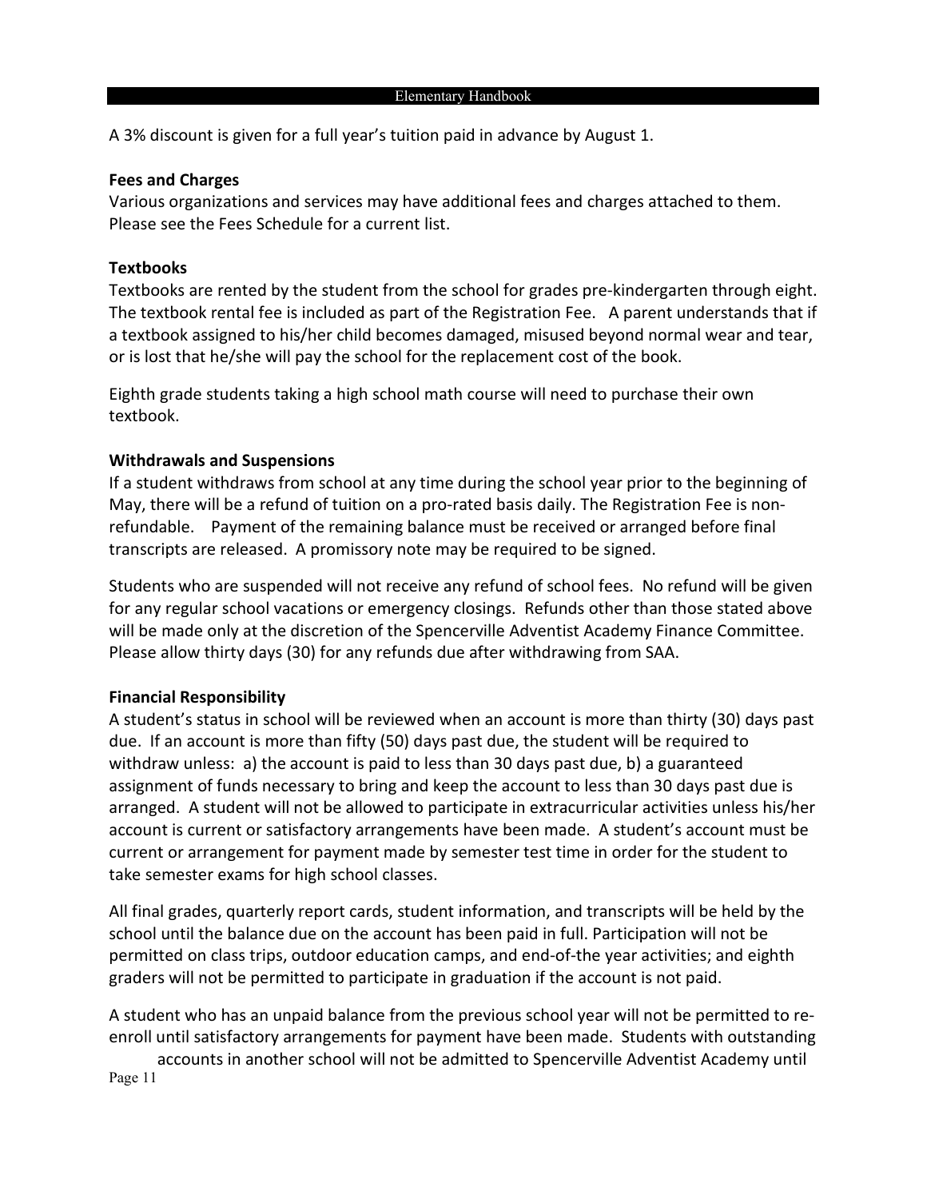A 3% discount is given for a full year's tuition paid in advance by August 1.

### Fees and Charges

Various organizations and services may have additional fees and charges attached to them. Please see the Fees Schedule for a current list.

### Textbooks

Textbooks are rented by the student from the school for grades pre-kindergarten through eight. The textbook rental fee is included as part of the Registration Fee. A parent understands that if a textbook assigned to his/her child becomes damaged, misused beyond normal wear and tear, or is lost that he/she will pay the school for the replacement cost of the book.

Eighth grade students taking a high school math course will need to purchase their own textbook.

### Withdrawals and Suspensions

If a student withdraws from school at any time during the school year prior to the beginning of May, there will be a refund of tuition on a pro-rated basis daily. The Registration Fee is non-refundable. Payment of the remaining balance must be received or arranged before final transcripts are released. A promissory note may be required to be signed.

Students who are suspended will not receive any refund of school fees. No refund will be given for any regular school vacations or emergency closings. Refunds other than those stated above will be made only at the discretion of the Spencerville Adventist Academy Finance Committee. Please allow thirty days (30) for any refunds due after withdrawing from SAA.

### Financial Responsibility

A student's status in school will be reviewed when an account is more than thirty (30) days past due. If an account is more than fifty (50) days past due, the student will be required to withdraw unless: a) the account is paid to less than 30 days past due, b) a guaranteed assignment of funds necessary to bring and keep the account to less than 30 days past due is arranged. A student will not be allowed to participate in extracurricular activities unless his/her account is current or satisfactory arrangements have been made. A student's account must be current or arrangement for payment made by semester test time in order for the student to take semester exams for high school classes.

All final grades, quarterly report cards, student information, and transcripts will be held by the school until the balance due on the account has been paid in full. Participation will not be permitted on class trips, outdoor education camps, and end-of-the year activities; and eighth graders will not be permitted to participate in graduation if the account is not paid.

A student who has an unpaid balance from the previous school year will not be permitted to re-enroll until satisfactory arrangements for payment have been made. Students with outstanding accounts in another school will not be admitted to Spencerville Adventist Academy until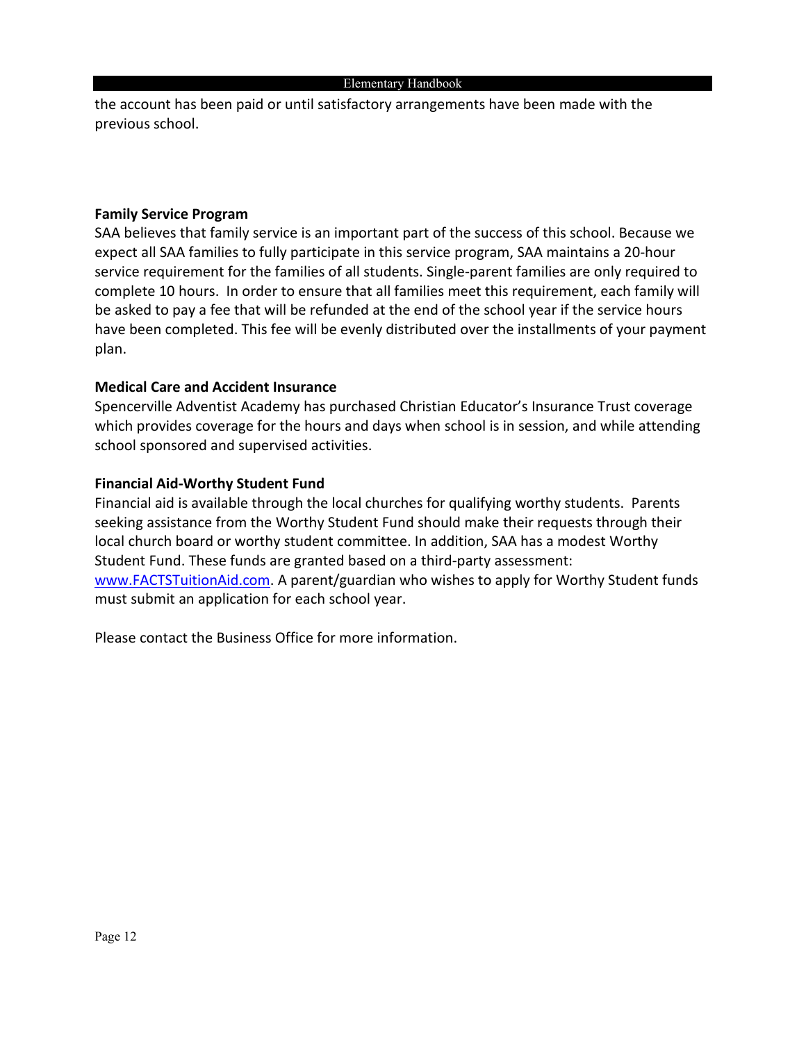the account has been paid or until satisfactory arrangements have been made with the previous school.

**Family Service Program**

SAA believes that family service is an important part of the success of this school. Because we expect all SAA families to fully participate in this service program, SAA maintains a 20-hour service requirement for the families of all students. Single-parent families are only required to complete 10 hours. In order to ensure that all families meet this requirement, each family will be asked to pay a fee that will be refunded at the end of the school year if the service hours have been completed. This fee will be evenly distributed over the installments of your payment plan.

**Medical Care and Accident Insurance**

Spencerville Adventist Academy has purchased Christian Educator's Insurance Trust coverage which provides coverage for the hours and days when school is in session, and while attending school sponsored and supervised activities.

**Financial Aid-Worthy Student Fund**

Financial aid is available through the local churches for qualifying worthy students. Parents seeking assistance from the Worthy Student Fund should make their requests through their local church board or worthy student committee. In addition, SAA has a modest Worthy Student Fund. These funds are granted based on a third-party assessment: [www.FACTSTuitionAid.com](http://www.FACTSTuitionAid.com). A parent/guardian who wishes to apply for Worthy Student funds must submit an application for each school year.

Please contact the Business Office for more information.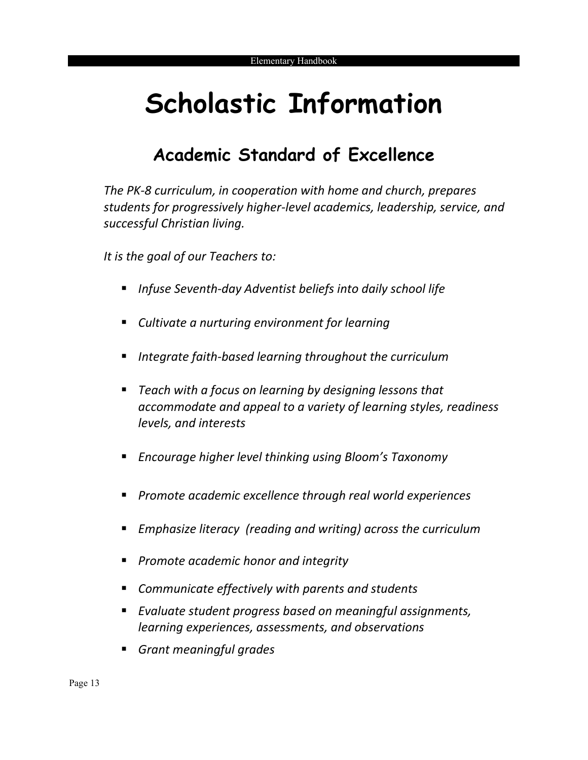# Scholastic Information

## Academic Standard of Excellence

*The PK-8 curriculum, in cooperation with home and church, prepares students for progressively higher-level academics, leadership, service, and successful Christian living.*

*It is the goal of our Teachers to:*

- *Infuse Seventh-day Adventist beliefs into daily school life*
- *Cultivate a nurturing environment for learning*
- *Integrate faith-based learning throughout the curriculum*
- *Teach with a focus on learning by designing lessons that accommodate and appeal to a variety of learning styles, readiness levels, and interests*
- *Encourage higher level thinking using Bloom's Taxonomy*
- *Promote academic excellence through real world experiences*
- *Emphasize literacy (reading and writing) across the curriculum*
- *Promote academic honor and integrity*
- *Communicate effectively with parents and students*
- *Evaluate student progress based on meaningful assignments, learning experiences, assessments, and observations*
- *Grant meaningful grades*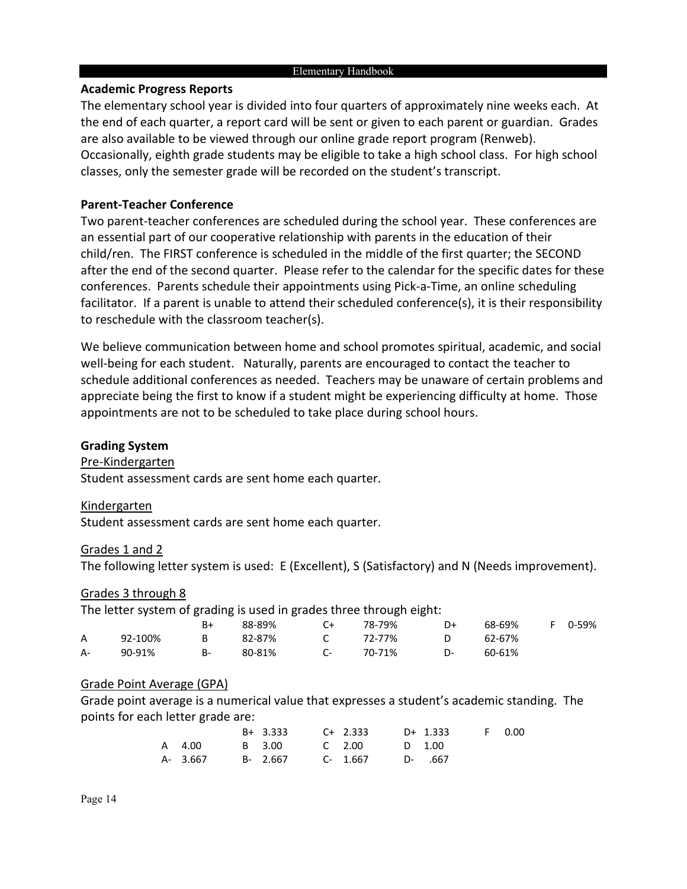## Academic Progress Reports

The elementary school year is divided into four quarters of approximately nine weeks each. At the end of each quarter, a report card will be sent or given to each parent or guardian. Grades are also available to be viewed through our online grade report program (Renweb). Occasionally, eighth grade students may be eligible to take a high school class. For high school classes, only the semester grade will be recorded on the student's transcript.

## Parent-Teacher Conference

Two parent-teacher conferences are scheduled during the school year. These conferences are an essential part of our cooperative relationship with parents in the education of their child/ren. The FIRST conference is scheduled in the middle of the first quarter; the SECOND after the end of the second quarter. Please refer to the calendar for the specific dates for these conferences. Parents schedule their appointments using Pick-a-Time, an online scheduling facilitator. If a parent is unable to attend their scheduled conference(s), it is their responsibility to reschedule with the classroom teacher(s).

We believe communication between home and school promotes spiritual, academic, and social well-being for each student. Naturally, parents are encouraged to contact the teacher to schedule additional conferences as needed. Teachers may be unaware of certain problems and appreciate being the first to know if a student might be experiencing difficulty at home. Those appointments are not to be scheduled to take place during school hours.

## Grading System

Pre-Kindergarten

Student assessment cards are sent home each quarter.

Kindergarten

Student assessment cards are sent home each quarter.

Grades 1 and 2

The following letter system is used: E (Excellent), S (Satisfactory) and N (Needs improvement).

Grades 3 through 8

The letter system of grading is used in grades three through eight:

| | | | | | | | | | |
|---|---|---|---|---|---|---|---|---|---|
| | | B+ | 88-89% | C+ | 78-79% | D+ | 68-69% | F | 0-59% |
| A | 92-100% | B | 82-87% | C | 72-77% | D | 62-67% | | |
| A- | 90-91% | B- | 80-81% | C- | 70-71% | D- | 60-61% | | |

Grade Point Average (GPA)

Grade point average is a numerical value that expresses a student's academic standing. The points for each letter grade are:

| | | | | | | | | | |
|---|---|---|---|---|---|---|---|---|---|
| | | B+ | 3.333 | C+ | 2.333 | D+ | 1.333 | F | 0.00 |
| A | 4.00 | B | 3.00 | C | 2.00 | D | 1.00 | | |
| A- | 3.667 | B- | 2.667 | C- | 1.667 | D- | .667 | | |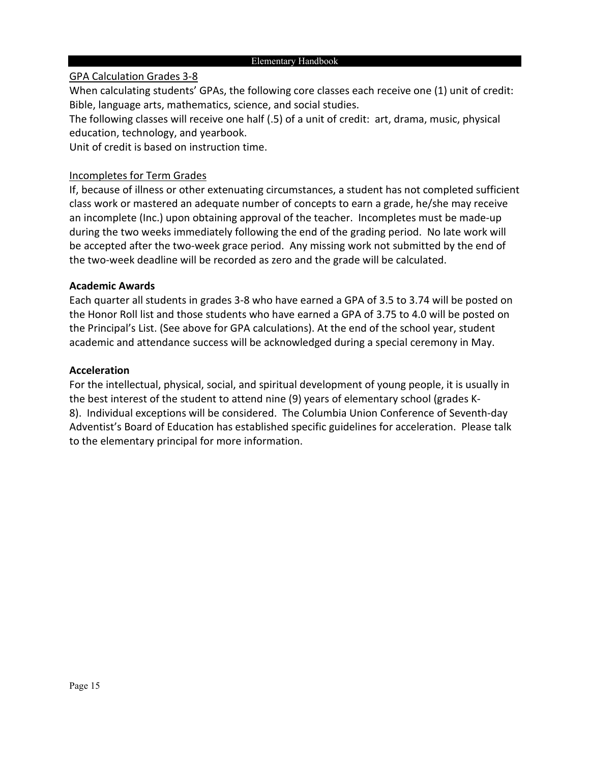## GPA Calculation Grades 3-8

When calculating students' GPAs, the following core classes each receive one (1) unit of credit: Bible, language arts, mathematics, science, and social studies.

The following classes will receive one half (.5) of a unit of credit: art, drama, music, physical education, technology, and yearbook.

Unit of credit is based on instruction time.

## Incompletes for Term Grades

If, because of illness or other extenuating circumstances, a student has not completed sufficient class work or mastered an adequate number of concepts to earn a grade, he/she may receive an incomplete (Inc.) upon obtaining approval of the teacher. Incompletes must be made-up during the two weeks immediately following the end of the grading period. No late work will be accepted after the two-week grace period. Any missing work not submitted by the end of the two-week deadline will be recorded as zero and the grade will be calculated.

### Academic Awards

Each quarter all students in grades 3-8 who have earned a GPA of 3.5 to 3.74 will be posted on the Honor Roll list and those students who have earned a GPA of 3.75 to 4.0 will be posted on the Principal's List. (See above for GPA calculations). At the end of the school year, student academic and attendance success will be acknowledged during a special ceremony in May.

### Acceleration

For the intellectual, physical, social, and spiritual development of young people, it is usually in the best interest of the student to attend nine (9) years of elementary school (grades K-8). Individual exceptions will be considered. The Columbia Union Conference of Seventh-day Adventist's Board of Education has established specific guidelines for acceleration. Please talk to the elementary principal for more information.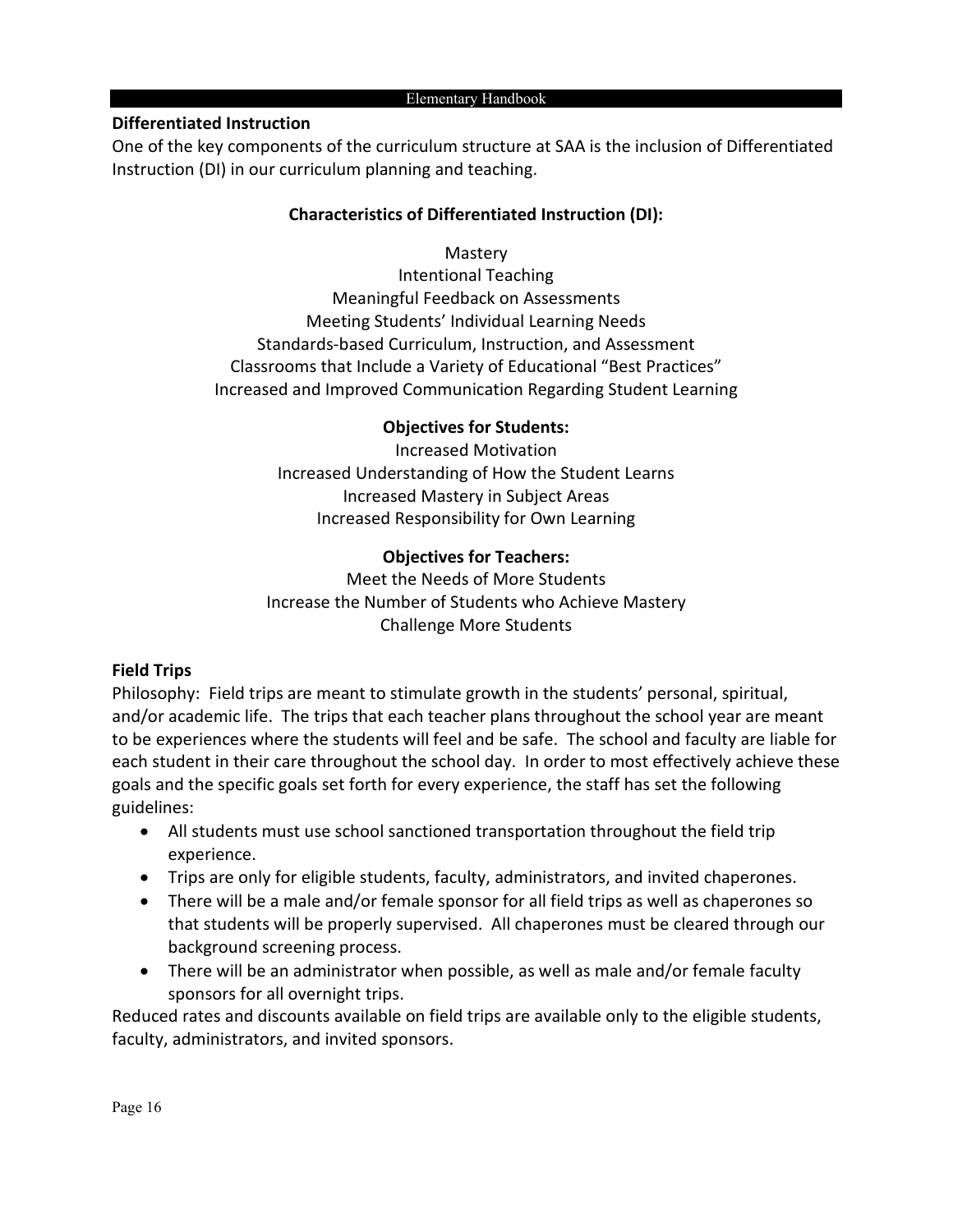## Differentiated Instruction

One of the key components of the curriculum structure at SAA is the inclusion of Differentiated Instruction (DI) in our curriculum planning and teaching.

### Characteristics of Differentiated Instruction (DI):

Mastery
Intentional Teaching
Meaningful Feedback on Assessments
Meeting Students' Individual Learning Needs
Standards-based Curriculum, Instruction, and Assessment
Classrooms that Include a Variety of Educational "Best Practices"
Increased and Improved Communication Regarding Student Learning

### Objectives for Students:

Increased Motivation
Increased Understanding of How the Student Learns
Increased Mastery in Subject Areas
Increased Responsibility for Own Learning

### Objectives for Teachers:

Meet the Needs of More Students
Increase the Number of Students who Achieve Mastery
Challenge More Students

## Field Trips

Philosophy: Field trips are meant to stimulate growth in the students' personal, spiritual, and/or academic life. The trips that each teacher plans throughout the school year are meant to be experiences where the students will feel and be safe. The school and faculty are liable for each student in their care throughout the school day. In order to most effectively achieve these goals and the specific goals set forth for every experience, the staff has set the following guidelines:

- All students must use school sanctioned transportation throughout the field trip experience.
- Trips are only for eligible students, faculty, administrators, and invited chaperones.
- There will be a male and/or female sponsor for all field trips as well as chaperones so that students will be properly supervised. All chaperones must be cleared through our background screening process.
- There will be an administrator when possible, as well as male and/or female faculty sponsors for all overnight trips.

Reduced rates and discounts available on field trips are available only to the eligible students, faculty, administrators, and invited sponsors.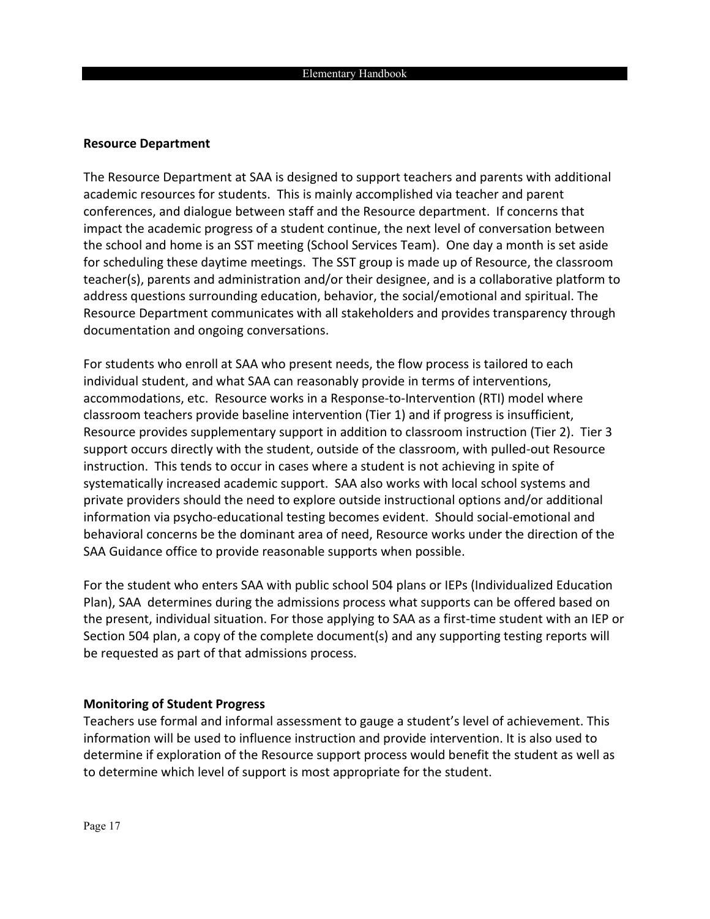## Resource Department

The Resource Department at SAA is designed to support teachers and parents with additional academic resources for students. This is mainly accomplished via teacher and parent conferences, and dialogue between staff and the Resource department. If concerns that impact the academic progress of a student continue, the next level of conversation between the school and home is an SST meeting (School Services Team). One day a month is set aside for scheduling these daytime meetings. The SST group is made up of Resource, the classroom teacher(s), parents and administration and/or their designee, and is a collaborative platform to address questions surrounding education, behavior, the social/emotional and spiritual. The Resource Department communicates with all stakeholders and provides transparency through documentation and ongoing conversations.

For students who enroll at SAA who present needs, the flow process is tailored to each individual student, and what SAA can reasonably provide in terms of interventions, accommodations, etc. Resource works in a Response-to-Intervention (RTI) model where classroom teachers provide baseline intervention (Tier 1) and if progress is insufficient, Resource provides supplementary support in addition to classroom instruction (Tier 2). Tier 3 support occurs directly with the student, outside of the classroom, with pulled-out Resource instruction. This tends to occur in cases where a student is not achieving in spite of systematically increased academic support. SAA also works with local school systems and private providers should the need to explore outside instructional options and/or additional information via psycho-educational testing becomes evident. Should social-emotional and behavioral concerns be the dominant area of need, Resource works under the direction of the SAA Guidance office to provide reasonable supports when possible.

For the student who enters SAA with public school 504 plans or IEPs (Individualized Education Plan), SAA determines during the admissions process what supports can be offered based on the present, individual situation. For those applying to SAA as a first-time student with an IEP or Section 504 plan, a copy of the complete document(s) and any supporting testing reports will be requested as part of that admissions process.

## Monitoring of Student Progress

Teachers use formal and informal assessment to gauge a student's level of achievement. This information will be used to influence instruction and provide intervention. It is also used to determine if exploration of the Resource support process would benefit the student as well as to determine which level of support is most appropriate for the student.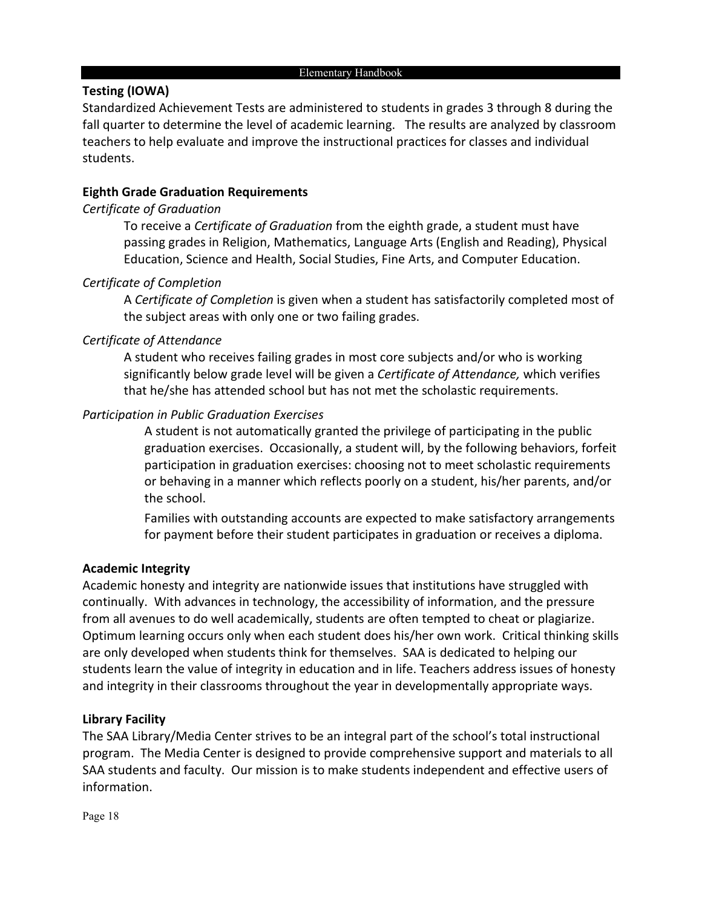## Testing (IOWA)

Standardized Achievement Tests are administered to students in grades 3 through 8 during the fall quarter to determine the level of academic learning. The results are analyzed by classroom teachers to help evaluate and improve the instructional practices for classes and individual students.

## Eighth Grade Graduation Requirements

### *Certificate of Graduation*

To receive a *Certificate of Graduation* from the eighth grade, a student must have passing grades in Religion, Mathematics, Language Arts (English and Reading), Physical Education, Science and Health, Social Studies, Fine Arts, and Computer Education.

### *Certificate of Completion*

A *Certificate of Completion* is given when a student has satisfactorily completed most of the subject areas with only one or two failing grades.

### *Certificate of Attendance*

A student who receives failing grades in most core subjects and/or who is working significantly below grade level will be given a *Certificate of Attendance,* which verifies that he/she has attended school but has not met the scholastic requirements.

### *Participation in Public Graduation Exercises*

A student is not automatically granted the privilege of participating in the public graduation exercises. Occasionally, a student will, by the following behaviors, forfeit participation in graduation exercises: choosing not to meet scholastic requirements or behaving in a manner which reflects poorly on a student, his/her parents, and/or the school.

Families with outstanding accounts are expected to make satisfactory arrangements for payment before their student participates in graduation or receives a diploma.

## Academic Integrity

Academic honesty and integrity are nationwide issues that institutions have struggled with continually. With advances in technology, the accessibility of information, and the pressure from all avenues to do well academically, students are often tempted to cheat or plagiarize. Optimum learning occurs only when each student does his/her own work. Critical thinking skills are only developed when students think for themselves. SAA is dedicated to helping our students learn the value of integrity in education and in life. Teachers address issues of honesty and integrity in their classrooms throughout the year in developmentally appropriate ways.

## Library Facility

The SAA Library/Media Center strives to be an integral part of the school's total instructional program. The Media Center is designed to provide comprehensive support and materials to all SAA students and faculty. Our mission is to make students independent and effective users of information.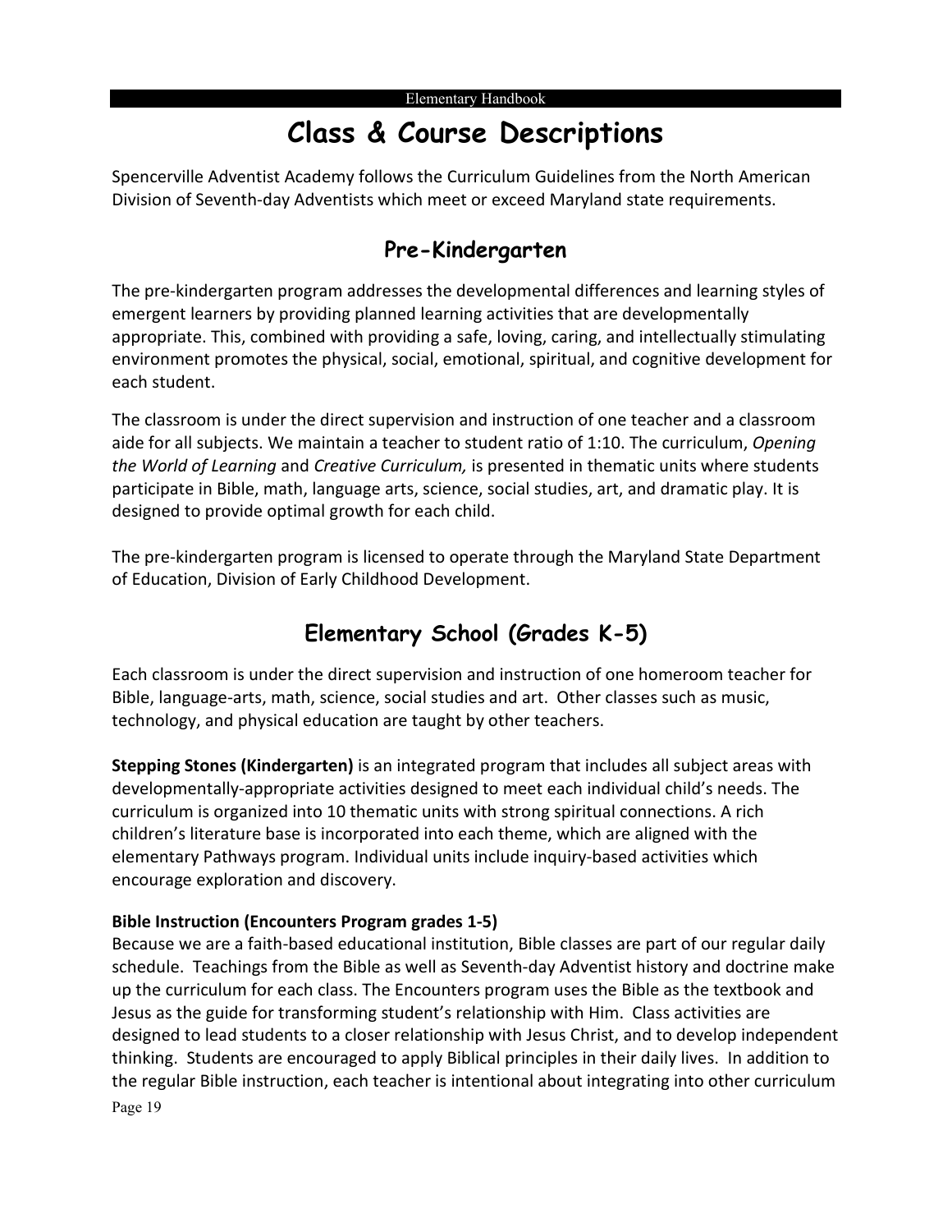# Class & Course Descriptions

Spencerville Adventist Academy follows the Curriculum Guidelines from the North American Division of Seventh-day Adventists which meet or exceed Maryland state requirements.

## Pre-Kindergarten

The pre-kindergarten program addresses the developmental differences and learning styles of emergent learners by providing planned learning activities that are developmentally appropriate. This, combined with providing a safe, loving, caring, and intellectually stimulating environment promotes the physical, social, emotional, spiritual, and cognitive development for each student.

The classroom is under the direct supervision and instruction of one teacher and a classroom aide for all subjects. We maintain a teacher to student ratio of 1:10. The curriculum, *Opening the World of Learning* and *Creative Curriculum,* is presented in thematic units where students participate in Bible, math, language arts, science, social studies, art, and dramatic play. It is designed to provide optimal growth for each child.

The pre-kindergarten program is licensed to operate through the Maryland State Department of Education, Division of Early Childhood Development.

## Elementary School (Grades K-5)

Each classroom is under the direct supervision and instruction of one homeroom teacher for Bible, language-arts, math, science, social studies and art. Other classes such as music, technology, and physical education are taught by other teachers.

**Stepping Stones (Kindergarten)** is an integrated program that includes all subject areas with developmentally-appropriate activities designed to meet each individual child's needs. The curriculum is organized into 10 thematic units with strong spiritual connections. A rich children's literature base is incorporated into each theme, which are aligned with the elementary Pathways program. Individual units include inquiry-based activities which encourage exploration and discovery.

**Bible Instruction (Encounters Program grades 1-5)**
Because we are a faith-based educational institution, Bible classes are part of our regular daily schedule. Teachings from the Bible as well as Seventh-day Adventist history and doctrine make up the curriculum for each class. The Encounters program uses the Bible as the textbook and Jesus as the guide for transforming student's relationship with Him. Class activities are designed to lead students to a closer relationship with Jesus Christ, and to develop independent thinking. Students are encouraged to apply Biblical principles in their daily lives. In addition to the regular Bible instruction, each teacher is intentional about integrating into other curriculum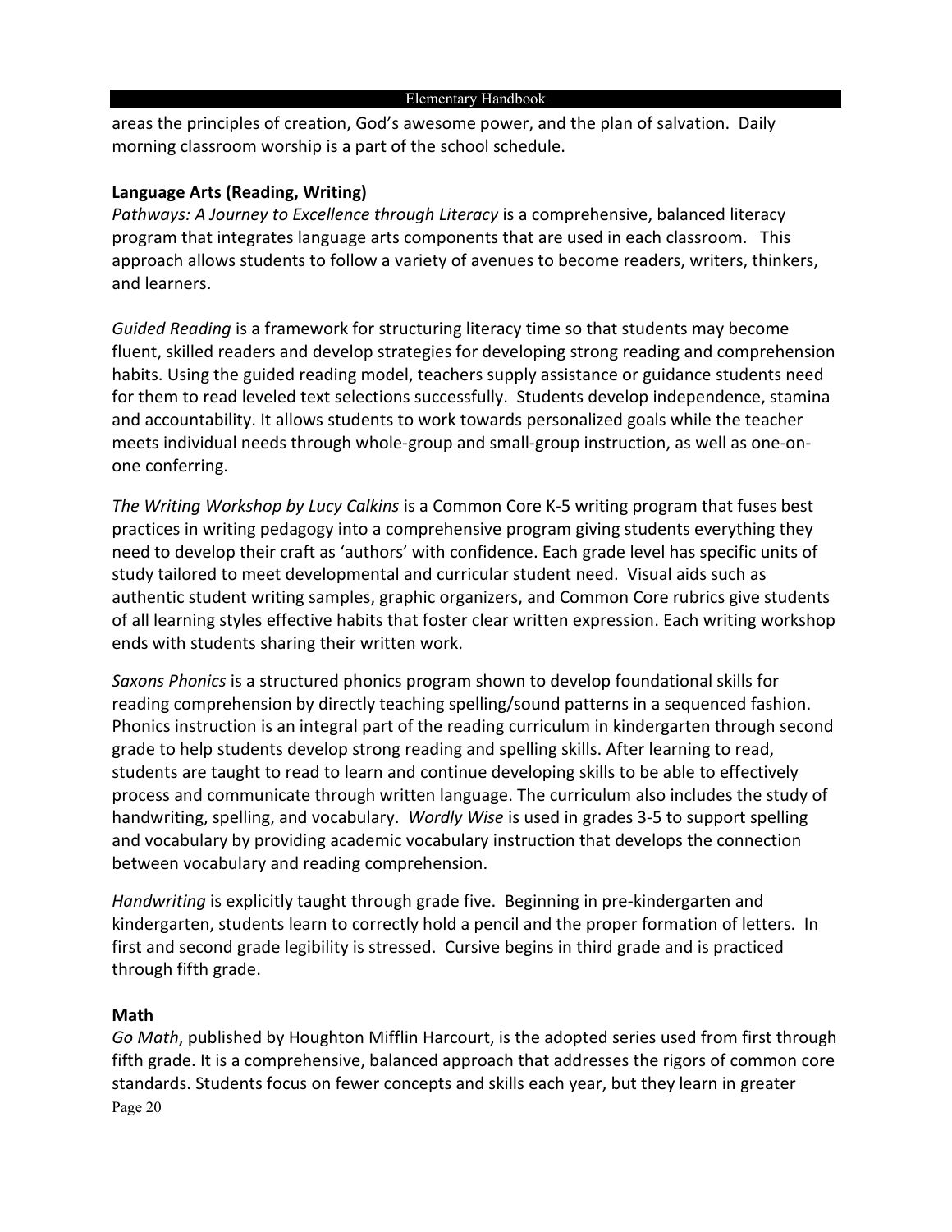areas the principles of creation, God's awesome power, and the plan of salvation. Daily morning classroom worship is a part of the school schedule.

**Language Arts (Reading, Writing)**

*Pathways: A Journey to Excellence through Literacy* is a comprehensive, balanced literacy program that integrates language arts components that are used in each classroom. This approach allows students to follow a variety of avenues to become readers, writers, thinkers, and learners.

*Guided Reading* is a framework for structuring literacy time so that students may become fluent, skilled readers and develop strategies for developing strong reading and comprehension habits. Using the guided reading model, teachers supply assistance or guidance students need for them to read leveled text selections successfully. Students develop independence, stamina and accountability. It allows students to work towards personalized goals while the teacher meets individual needs through whole-group and small-group instruction, as well as one-on-one conferring.

*The Writing Workshop by Lucy Calkins* is a Common Core K-5 writing program that fuses best practices in writing pedagogy into a comprehensive program giving students everything they need to develop their craft as 'authors' with confidence. Each grade level has specific units of study tailored to meet developmental and curricular student need. Visual aids such as authentic student writing samples, graphic organizers, and Common Core rubrics give students of all learning styles effective habits that foster clear written expression. Each writing workshop ends with students sharing their written work.

*Saxons Phonics* is a structured phonics program shown to develop foundational skills for reading comprehension by directly teaching spelling/sound patterns in a sequenced fashion. Phonics instruction is an integral part of the reading curriculum in kindergarten through second grade to help students develop strong reading and spelling skills. After learning to read, students are taught to read to learn and continue developing skills to be able to effectively process and communicate through written language. The curriculum also includes the study of handwriting, spelling, and vocabulary. *Wordly Wise* is used in grades 3-5 to support spelling and vocabulary by providing academic vocabulary instruction that develops the connection between vocabulary and reading comprehension.

*Handwriting* is explicitly taught through grade five. Beginning in pre-kindergarten and kindergarten, students learn to correctly hold a pencil and the proper formation of letters. In first and second grade legibility is stressed. Cursive begins in third grade and is practiced through fifth grade.

**Math**

*Go Math*, published by Houghton Mifflin Harcourt, is the adopted series used from first through fifth grade. It is a comprehensive, balanced approach that addresses the rigors of common core standards. Students focus on fewer concepts and skills each year, but they learn in greater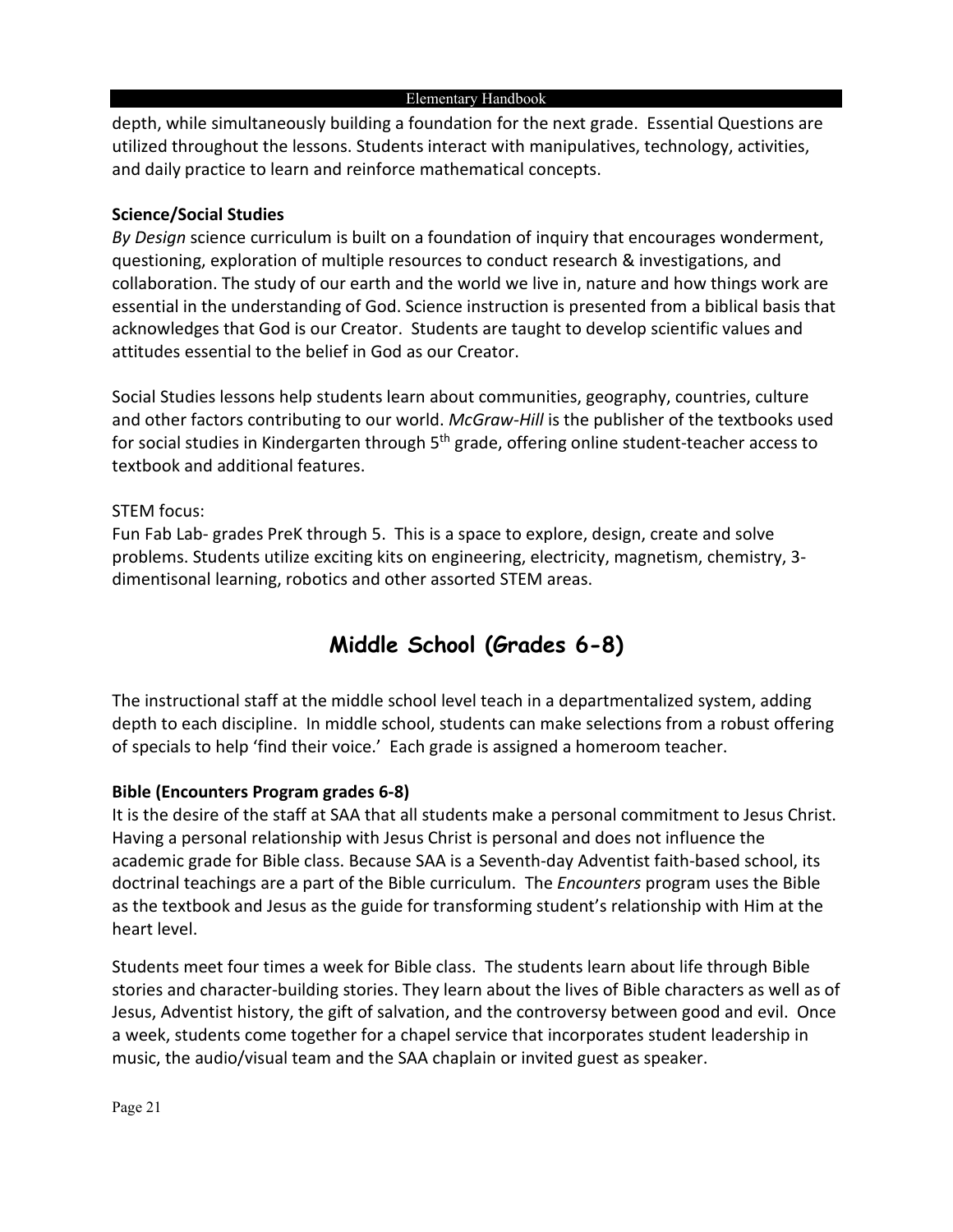depth, while simultaneously building a foundation for the next grade. Essential Questions are utilized throughout the lessons. Students interact with manipulatives, technology, activities, and daily practice to learn and reinforce mathematical concepts.

**Science/Social Studies**

*By Design* science curriculum is built on a foundation of inquiry that encourages wonderment, questioning, exploration of multiple resources to conduct research & investigations, and collaboration. The study of our earth and the world we live in, nature and how things work are essential in the understanding of God. Science instruction is presented from a biblical basis that acknowledges that God is our Creator. Students are taught to develop scientific values and attitudes essential to the belief in God as our Creator.

Social Studies lessons help students learn about communities, geography, countries, culture and other factors contributing to our world. *McGraw-Hill* is the publisher of the textbooks used for social studies in Kindergarten through 5th grade, offering online student-teacher access to textbook and additional features.

STEM focus:

Fun Fab Lab- grades PreK through 5. This is a space to explore, design, create and solve problems. Students utilize exciting kits on engineering, electricity, magnetism, chemistry, 3-dimentisonal learning, robotics and other assorted STEM areas.

## Middle School (Grades 6-8)

The instructional staff at the middle school level teach in a departmentalized system, adding depth to each discipline. In middle school, students can make selections from a robust offering of specials to help 'find their voice.' Each grade is assigned a homeroom teacher.

**Bible (Encounters Program grades 6-8)**

It is the desire of the staff at SAA that all students make a personal commitment to Jesus Christ. Having a personal relationship with Jesus Christ is personal and does not influence the academic grade for Bible class. Because SAA is a Seventh-day Adventist faith-based school, its doctrinal teachings are a part of the Bible curriculum. The *Encounters* program uses the Bible as the textbook and Jesus as the guide for transforming student's relationship with Him at the heart level.

Students meet four times a week for Bible class. The students learn about life through Bible stories and character-building stories. They learn about the lives of Bible characters as well as of Jesus, Adventist history, the gift of salvation, and the controversy between good and evil. Once a week, students come together for a chapel service that incorporates student leadership in music, the audio/visual team and the SAA chaplain or invited guest as speaker.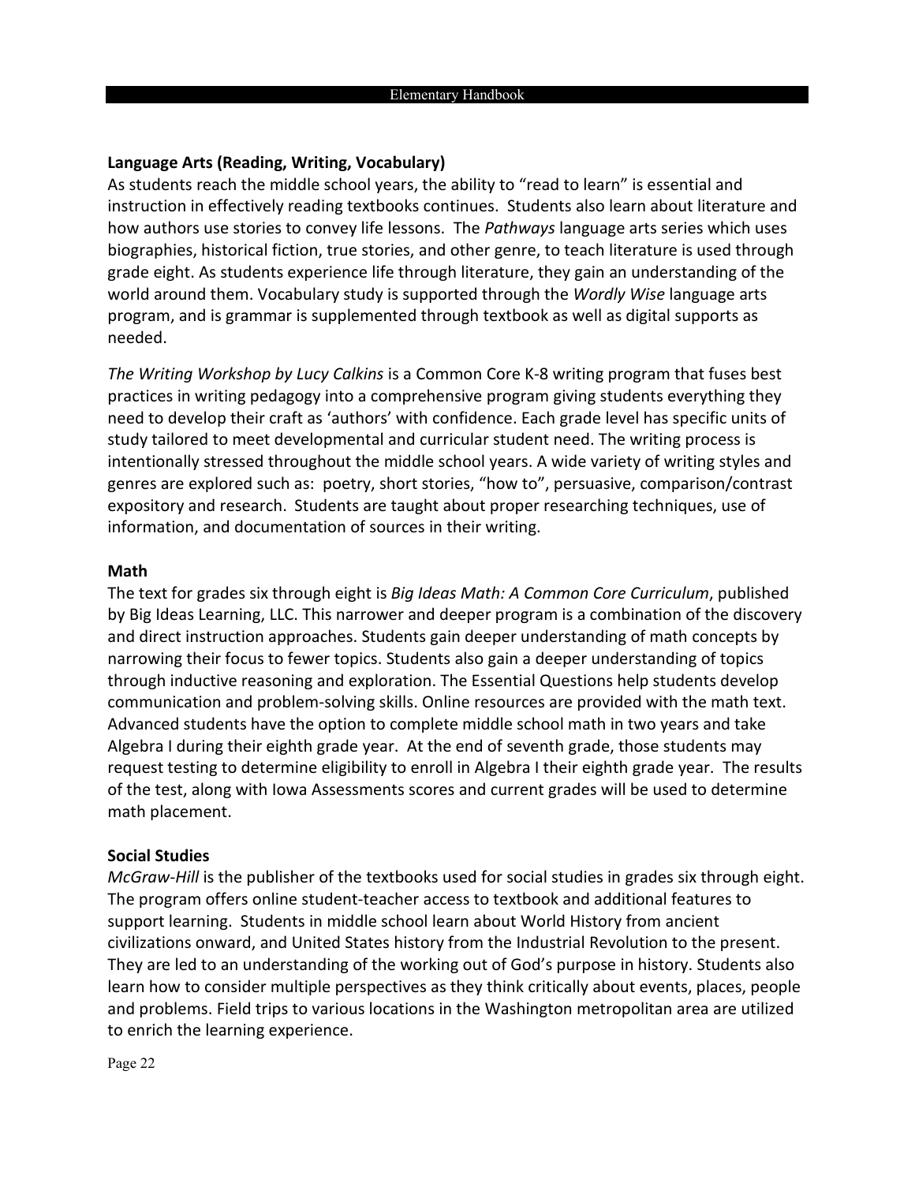**Language Arts (Reading, Writing, Vocabulary)**

As students reach the middle school years, the ability to "read to learn" is essential and instruction in effectively reading textbooks continues. Students also learn about literature and how authors use stories to convey life lessons. The *Pathways* language arts series which uses biographies, historical fiction, true stories, and other genre, to teach literature is used through grade eight. As students experience life through literature, they gain an understanding of the world around them. Vocabulary study is supported through the *Wordly Wise* language arts program, and is grammar is supplemented through textbook as well as digital supports as needed.

*The Writing Workshop by Lucy Calkins* is a Common Core K-8 writing program that fuses best practices in writing pedagogy into a comprehensive program giving students everything they need to develop their craft as 'authors' with confidence. Each grade level has specific units of study tailored to meet developmental and curricular student need. The writing process is intentionally stressed throughout the middle school years. A wide variety of writing styles and genres are explored such as: poetry, short stories, "how to", persuasive, comparison/contrast expository and research. Students are taught about proper researching techniques, use of information, and documentation of sources in their writing.

**Math**

The text for grades six through eight is *Big Ideas Math: A Common Core Curriculum*, published by Big Ideas Learning, LLC. This narrower and deeper program is a combination of the discovery and direct instruction approaches. Students gain deeper understanding of math concepts by narrowing their focus to fewer topics. Students also gain a deeper understanding of topics through inductive reasoning and exploration. The Essential Questions help students develop communication and problem-solving skills. Online resources are provided with the math text. Advanced students have the option to complete middle school math in two years and take Algebra I during their eighth grade year. At the end of seventh grade, those students may request testing to determine eligibility to enroll in Algebra I their eighth grade year. The results of the test, along with Iowa Assessments scores and current grades will be used to determine math placement.

**Social Studies**

*McGraw-Hill* is the publisher of the textbooks used for social studies in grades six through eight. The program offers online student-teacher access to textbook and additional features to support learning. Students in middle school learn about World History from ancient civilizations onward, and United States history from the Industrial Revolution to the present. They are led to an understanding of the working out of God's purpose in history. Students also learn how to consider multiple perspectives as they think critically about events, places, people and problems. Field trips to various locations in the Washington metropolitan area are utilized to enrich the learning experience.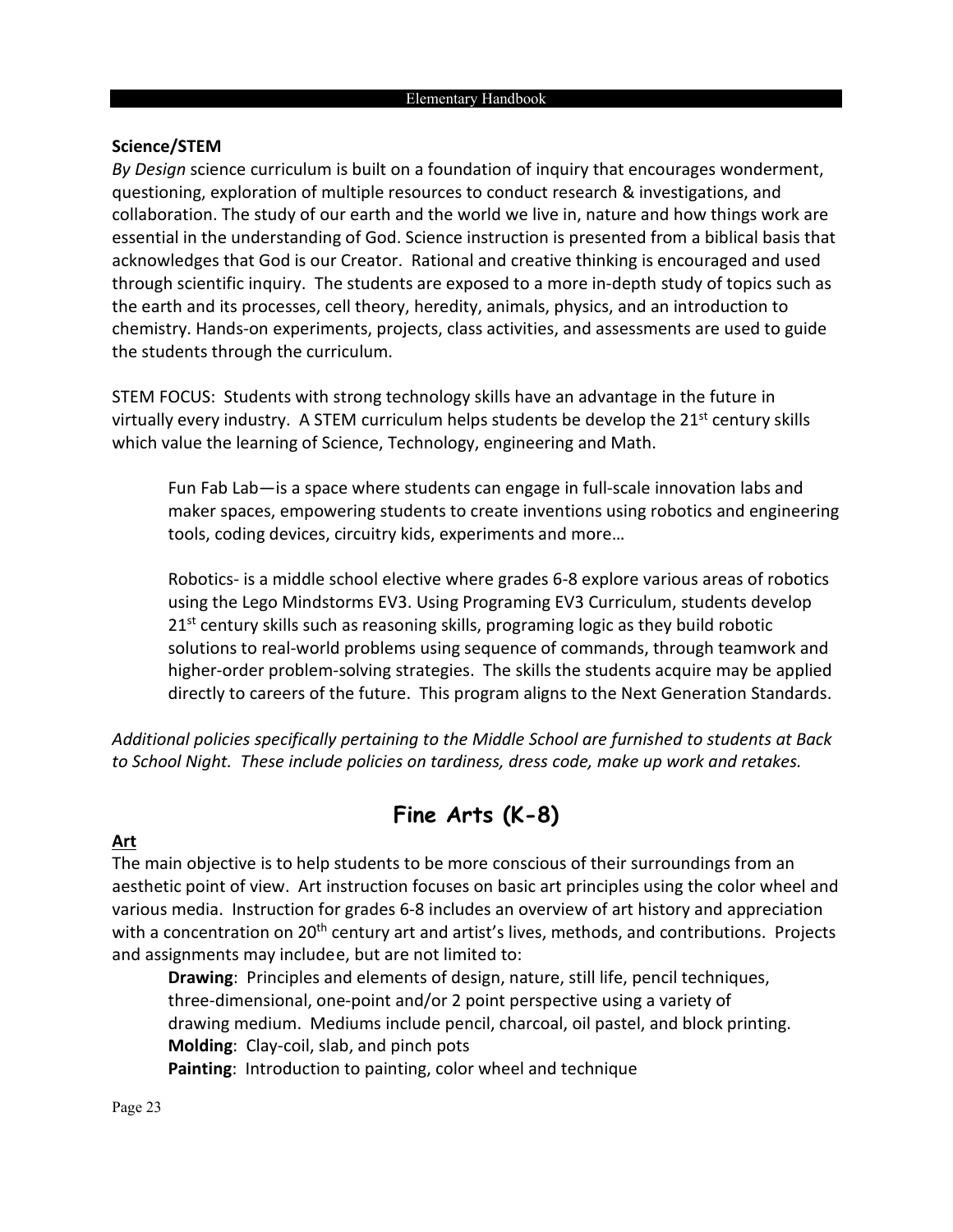**Science/STEM**

*By Design* science curriculum is built on a foundation of inquiry that encourages wonderment, questioning, exploration of multiple resources to conduct research & investigations, and collaboration. The study of our earth and the world we live in, nature and how things work are essential in the understanding of God. Science instruction is presented from a biblical basis that acknowledges that God is our Creator. Rational and creative thinking is encouraged and used through scientific inquiry. The students are exposed to a more in-depth study of topics such as the earth and its processes, cell theory, heredity, animals, physics, and an introduction to chemistry. Hands-on experiments, projects, class activities, and assessments are used to guide the students through the curriculum.

STEM FOCUS: Students with strong technology skills have an advantage in the future in virtually every industry. A STEM curriculum helps students be develop the 21st century skills which value the learning of Science, Technology, engineering and Math.

> Fun Fab Lab—is a space where students can engage in full-scale innovation labs and maker spaces, empowering students to create inventions using robotics and engineering tools, coding devices, circuitry kids, experiments and more…
>
> Robotics- is a middle school elective where grades 6-8 explore various areas of robotics using the Lego Mindstorms EV3. Using Programing EV3 Curriculum, students develop 21st century skills such as reasoning skills, programing logic as they build robotic solutions to real-world problems using sequence of commands, through teamwork and higher-order problem-solving strategies. The skills the students acquire may be applied directly to careers of the future. This program aligns to the Next Generation Standards.

*Additional policies specifically pertaining to the Middle School are furnished to students at Back to School Night. These include policies on tardiness, dress code, make up work and retakes.*

## Fine Arts (K-8)

**Art**

The main objective is to help students to be more conscious of their surroundings from an aesthetic point of view. Art instruction focuses on basic art principles using the color wheel and various media. Instruction for grades 6-8 includes an overview of art history and appreciation with a concentration on 20th century art and artist's lives, methods, and contributions. Projects and assignments may includee, but are not limited to:

> **Drawing**: Principles and elements of design, nature, still life, pencil techniques, three-dimensional, one-point and/or 2 point perspective using a variety of drawing medium. Mediums include pencil, charcoal, oil pastel, and block printing.
> **Molding**: Clay-coil, slab, and pinch pots
> **Painting**: Introduction to painting, color wheel and technique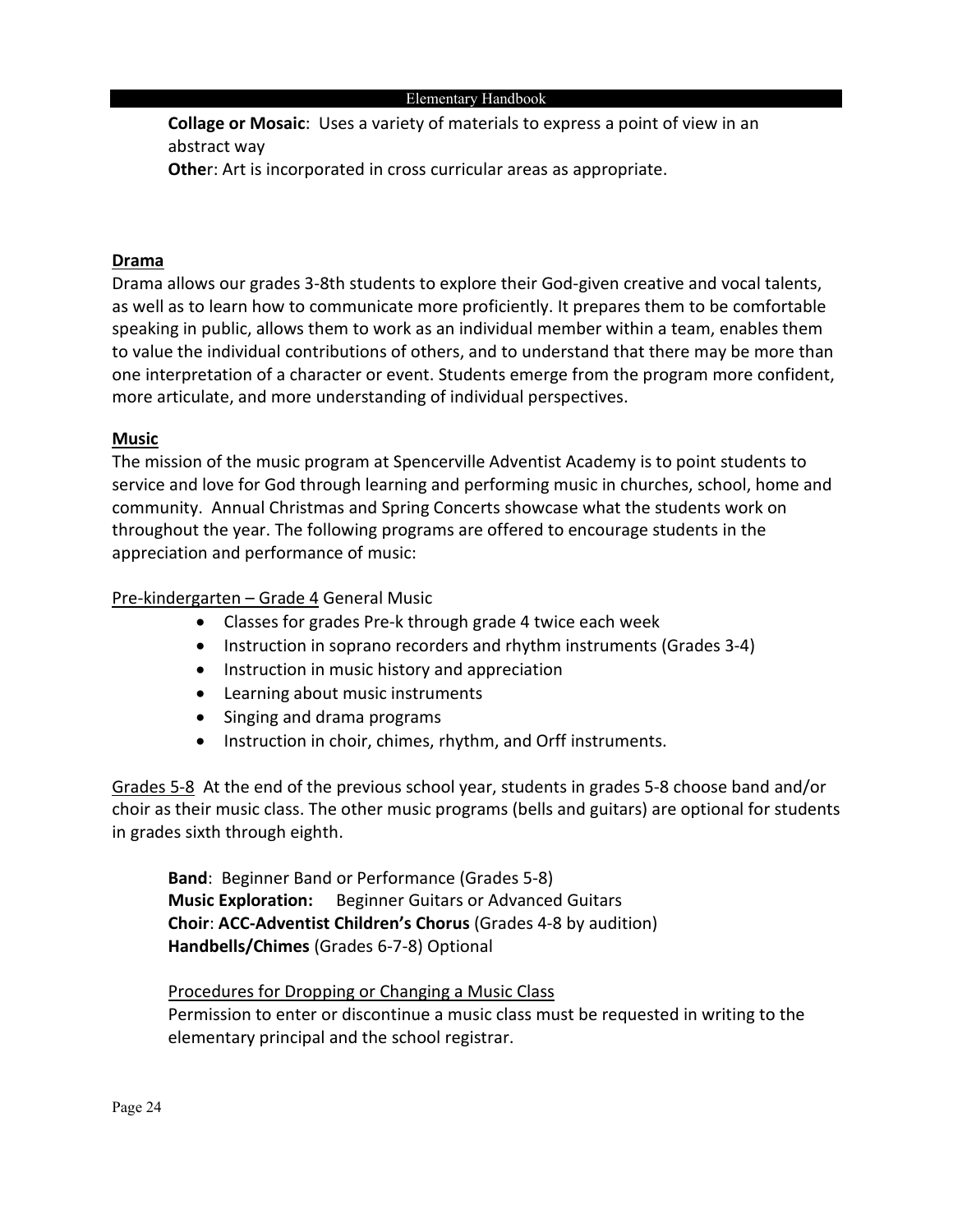**Collage or Mosaic**: Uses a variety of materials to express a point of view in an abstract way

**Other**: Art is incorporated in cross curricular areas as appropriate.

## Drama

Drama allows our grades 3-8th students to explore their God-given creative and vocal talents, as well as to learn how to communicate more proficiently. It prepares them to be comfortable speaking in public, allows them to work as an individual member within a team, enables them to value the individual contributions of others, and to understand that there may be more than one interpretation of a character or event. Students emerge from the program more confident, more articulate, and more understanding of individual perspectives.

## Music

The mission of the music program at Spencerville Adventist Academy is to point students to service and love for God through learning and performing music in churches, school, home and community. Annual Christmas and Spring Concerts showcase what the students work on throughout the year. The following programs are offered to encourage students in the appreciation and performance of music:

Pre-kindergarten – Grade 4 General Music

- Classes for grades Pre-k through grade 4 twice each week
- Instruction in soprano recorders and rhythm instruments (Grades 3-4)
- Instruction in music history and appreciation
- Learning about music instruments
- Singing and drama programs
- Instruction in choir, chimes, rhythm, and Orff instruments.

Grades 5-8 At the end of the previous school year, students in grades 5-8 choose band and/or choir as their music class. The other music programs (bells and guitars) are optional for students in grades sixth through eighth.

**Band**: Beginner Band or Performance (Grades 5-8)
**Music Exploration:** Beginner Guitars or Advanced Guitars
**Choir**: **ACC-Adventist Children's Chorus** (Grades 4-8 by audition)
**Handbells/Chimes** (Grades 6-7-8) Optional

Procedures for Dropping or Changing a Music Class

Permission to enter or discontinue a music class must be requested in writing to the elementary principal and the school registrar.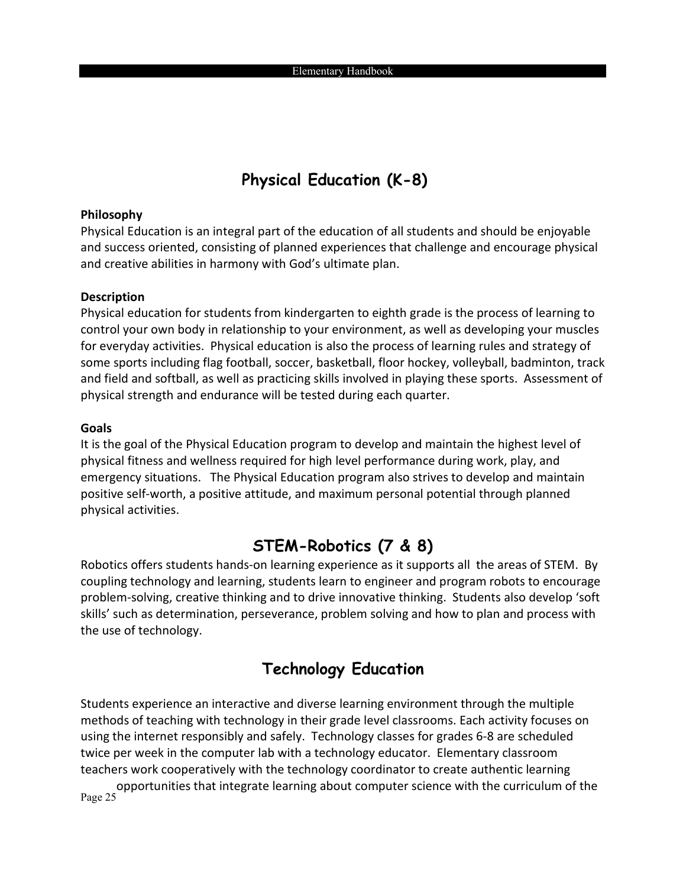# Physical Education (K-8)

**Philosophy**

Physical Education is an integral part of the education of all students and should be enjoyable and success oriented, consisting of planned experiences that challenge and encourage physical and creative abilities in harmony with God's ultimate plan.

**Description**

Physical education for students from kindergarten to eighth grade is the process of learning to control your own body in relationship to your environment, as well as developing your muscles for everyday activities. Physical education is also the process of learning rules and strategy of some sports including flag football, soccer, basketball, floor hockey, volleyball, badminton, track and field and softball, as well as practicing skills involved in playing these sports. Assessment of physical strength and endurance will be tested during each quarter.

**Goals**

It is the goal of the Physical Education program to develop and maintain the highest level of physical fitness and wellness required for high level performance during work, play, and emergency situations. The Physical Education program also strives to develop and maintain positive self-worth, a positive attitude, and maximum personal potential through planned physical activities.

# STEM-Robotics (7 & 8)

Robotics offers students hands-on learning experience as it supports all the areas of STEM. By coupling technology and learning, students learn to engineer and program robots to encourage problem-solving, creative thinking and to drive innovative thinking. Students also develop 'soft skills' such as determination, perseverance, problem solving and how to plan and process with the use of technology.

# Technology Education

Students experience an interactive and diverse learning environment through the multiple methods of teaching with technology in their grade level classrooms. Each activity focuses on using the internet responsibly and safely. Technology classes for grades 6-8 are scheduled twice per week in the computer lab with a technology educator. Elementary classroom teachers work cooperatively with the technology coordinator to create authentic learning opportunities that integrate learning about computer science with the curriculum of the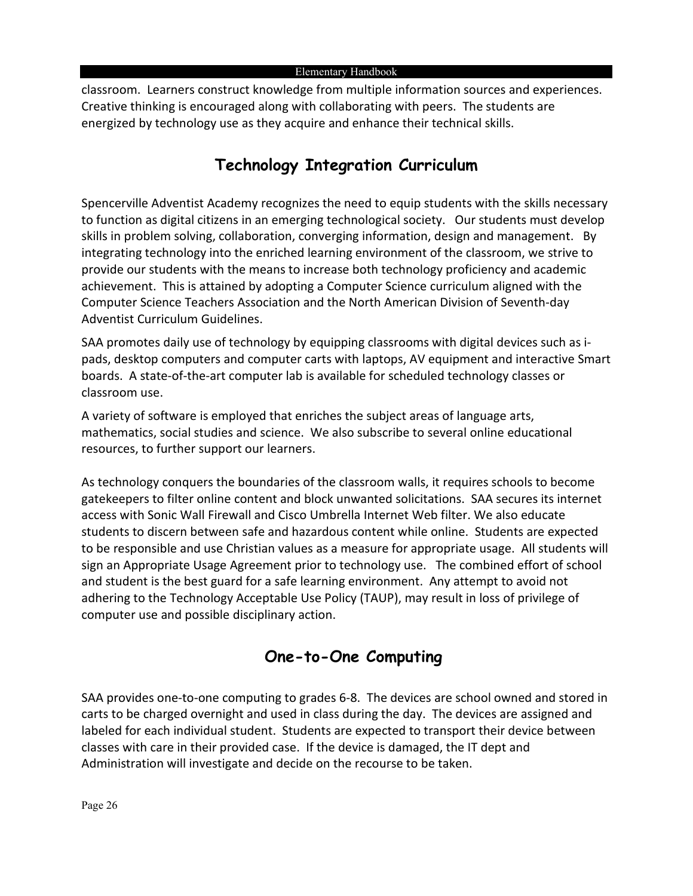classroom. Learners construct knowledge from multiple information sources and experiences. Creative thinking is encouraged along with collaborating with peers. The students are energized by technology use as they acquire and enhance their technical skills.

## Technology Integration Curriculum

Spencerville Adventist Academy recognizes the need to equip students with the skills necessary to function as digital citizens in an emerging technological society. Our students must develop skills in problem solving, collaboration, converging information, design and management. By integrating technology into the enriched learning environment of the classroom, we strive to provide our students with the means to increase both technology proficiency and academic achievement. This is attained by adopting a Computer Science curriculum aligned with the Computer Science Teachers Association and the North American Division of Seventh-day Adventist Curriculum Guidelines.

SAA promotes daily use of technology by equipping classrooms with digital devices such as i-pads, desktop computers and computer carts with laptops, AV equipment and interactive Smart boards. A state-of-the-art computer lab is available for scheduled technology classes or classroom use.

A variety of software is employed that enriches the subject areas of language arts, mathematics, social studies and science. We also subscribe to several online educational resources, to further support our learners.

As technology conquers the boundaries of the classroom walls, it requires schools to become gatekeepers to filter online content and block unwanted solicitations. SAA secures its internet access with Sonic Wall Firewall and Cisco Umbrella Internet Web filter. We also educate students to discern between safe and hazardous content while online. Students are expected to be responsible and use Christian values as a measure for appropriate usage. All students will sign an Appropriate Usage Agreement prior to technology use. The combined effort of school and student is the best guard for a safe learning environment. Any attempt to avoid not adhering to the Technology Acceptable Use Policy (TAUP), may result in loss of privilege of computer use and possible disciplinary action.

## One-to-One Computing

SAA provides one-to-one computing to grades 6-8. The devices are school owned and stored in carts to be charged overnight and used in class during the day. The devices are assigned and labeled for each individual student. Students are expected to transport their device between classes with care in their provided case. If the device is damaged, the IT dept and Administration will investigate and decide on the recourse to be taken.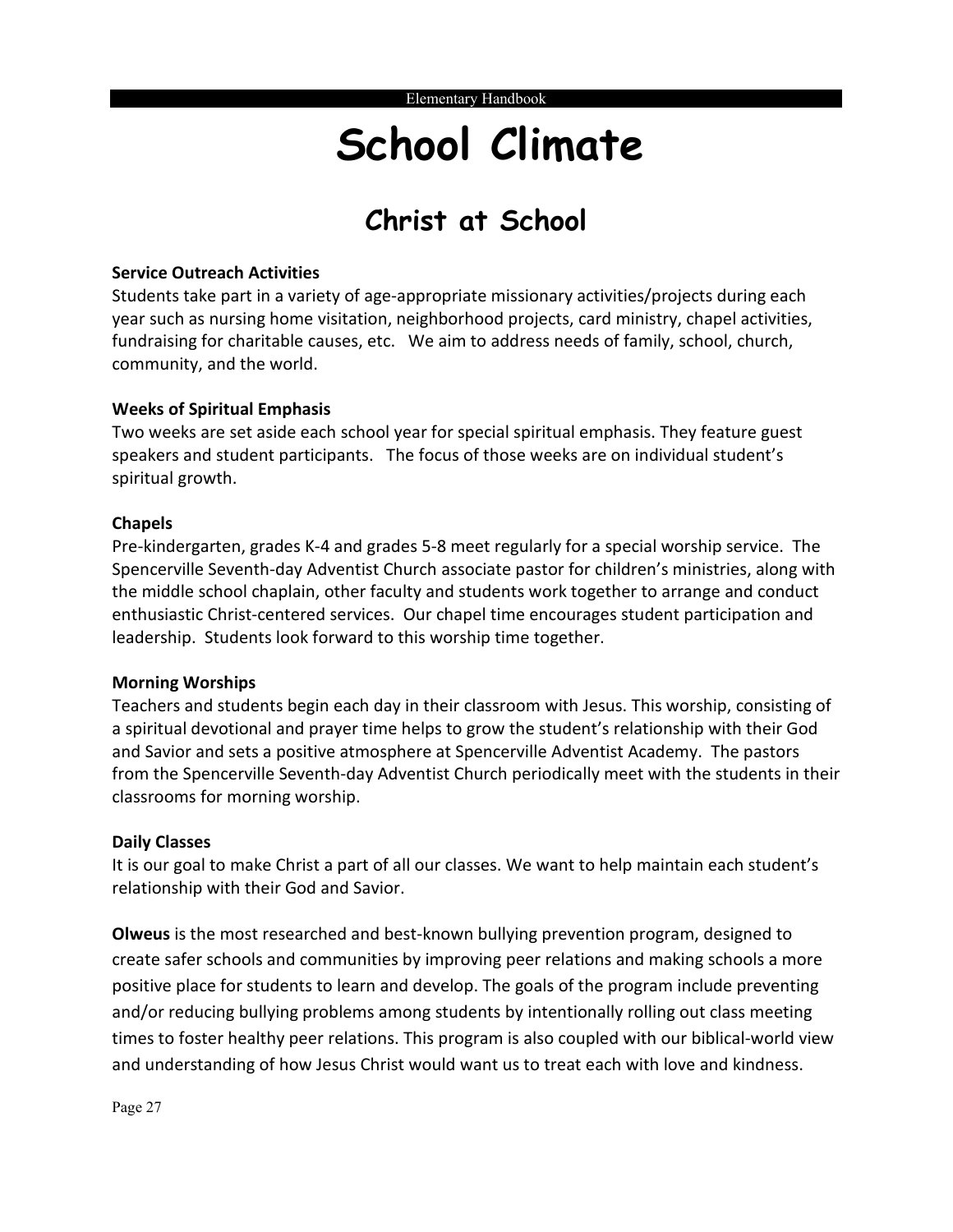# School Climate

## Christ at School

**Service Outreach Activities**
Students take part in a variety of age-appropriate missionary activities/projects during each year such as nursing home visitation, neighborhood projects, card ministry, chapel activities, fundraising for charitable causes, etc. We aim to address needs of family, school, church, community, and the world.

**Weeks of Spiritual Emphasis**
Two weeks are set aside each school year for special spiritual emphasis. They feature guest speakers and student participants. The focus of those weeks are on individual student's spiritual growth.

**Chapels**
Pre-kindergarten, grades K-4 and grades 5-8 meet regularly for a special worship service. The Spencerville Seventh-day Adventist Church associate pastor for children's ministries, along with the middle school chaplain, other faculty and students work together to arrange and conduct enthusiastic Christ-centered services. Our chapel time encourages student participation and leadership. Students look forward to this worship time together.

**Morning Worships**
Teachers and students begin each day in their classroom with Jesus. This worship, consisting of a spiritual devotional and prayer time helps to grow the student's relationship with their God and Savior and sets a positive atmosphere at Spencerville Adventist Academy. The pastors from the Spencerville Seventh-day Adventist Church periodically meet with the students in their classrooms for morning worship.

**Daily Classes**
It is our goal to make Christ a part of all our classes. We want to help maintain each student's relationship with their God and Savior.

**Olweus** is the most researched and best-known bullying prevention program, designed to create safer schools and communities by improving peer relations and making schools a more positive place for students to learn and develop. The goals of the program include preventing and/or reducing bullying problems among students by intentionally rolling out class meeting times to foster healthy peer relations. This program is also coupled with our biblical-world view and understanding of how Jesus Christ would want us to treat each with love and kindness.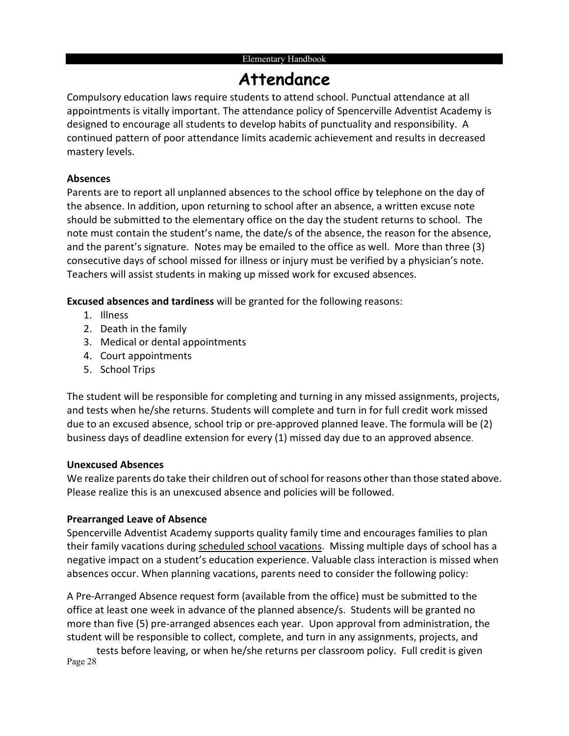# Attendance

Compulsory education laws require students to attend school. Punctual attendance at all appointments is vitally important. The attendance policy of Spencerville Adventist Academy is designed to encourage all students to develop habits of punctuality and responsibility. A continued pattern of poor attendance limits academic achievement and results in decreased mastery levels.

**Absences**

Parents are to report all unplanned absences to the school office by telephone on the day of the absence. In addition, upon returning to school after an absence, a written excuse note should be submitted to the elementary office on the day the student returns to school. The note must contain the student's name, the date/s of the absence, the reason for the absence, and the parent's signature. Notes may be emailed to the office as well. More than three (3) consecutive days of school missed for illness or injury must be verified by a physician's note. Teachers will assist students in making up missed work for excused absences.

**Excused absences and tardiness** will be granted for the following reasons:

1. Illness
2. Death in the family
3. Medical or dental appointments
4. Court appointments
5. School Trips

The student will be responsible for completing and turning in any missed assignments, projects, and tests when he/she returns. Students will complete and turn in for full credit work missed due to an excused absence, school trip or pre-approved planned leave. The formula will be (2) business days of deadline extension for every (1) missed day due to an approved absence.

**Unexcused Absences**

We realize parents do take their children out of school for reasons other than those stated above. Please realize this is an unexcused absence and policies will be followed.

**Prearranged Leave of Absence**

Spencerville Adventist Academy supports quality family time and encourages families to plan their family vacations during <u>scheduled school vacations</u>. Missing multiple days of school has a negative impact on a student's education experience. Valuable class interaction is missed when absences occur. When planning vacations, parents need to consider the following policy:

A Pre-Arranged Absence request form (available from the office) must be submitted to the office at least one week in advance of the planned absence/s. Students will be granted no more than five (5) pre-arranged absences each year. Upon approval from administration, the student will be responsible to collect, complete, and turn in any assignments, projects, and tests before leaving, or when he/she returns per classroom policy. Full credit is given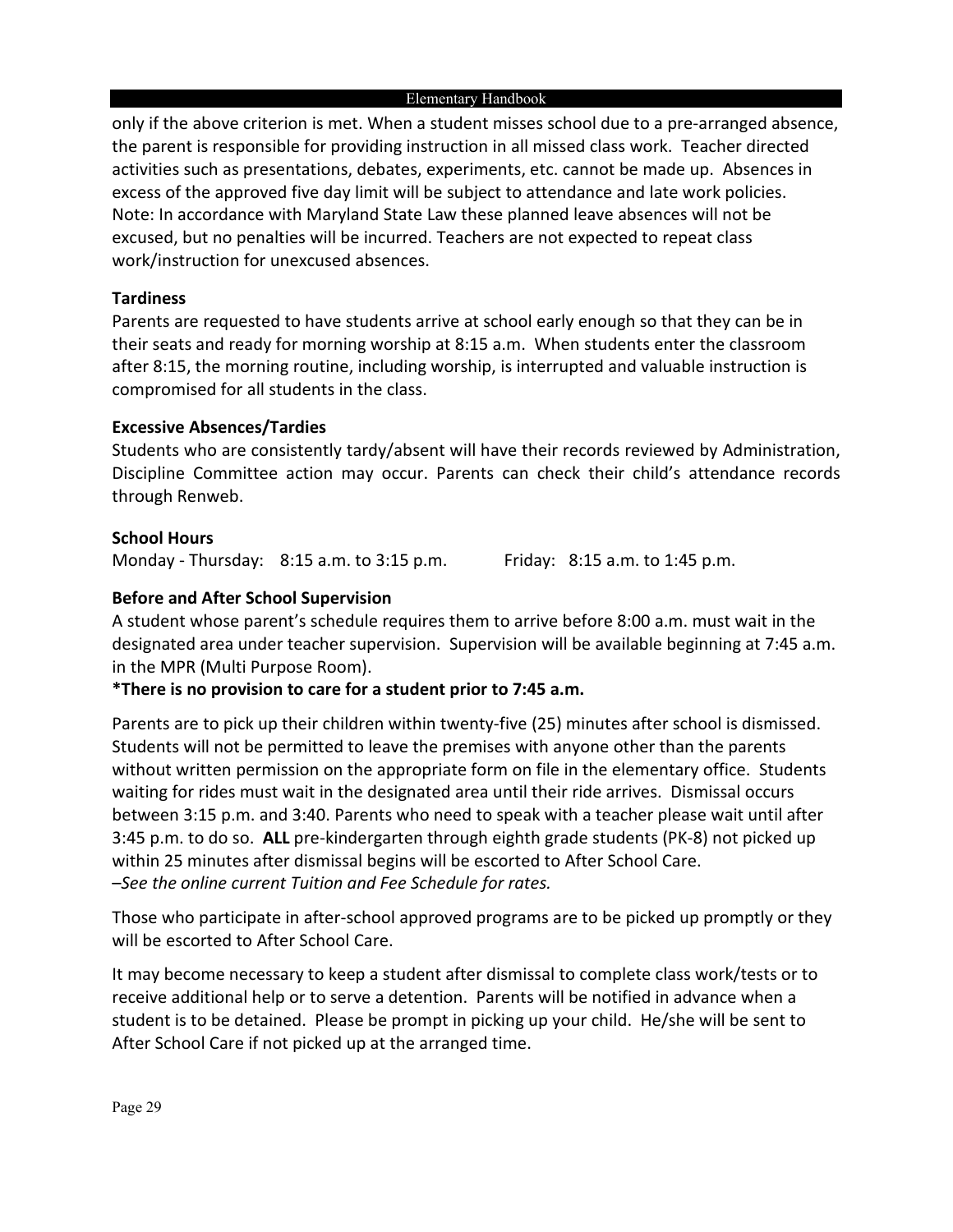only if the above criterion is met. When a student misses school due to a pre-arranged absence, the parent is responsible for providing instruction in all missed class work. Teacher directed activities such as presentations, debates, experiments, etc. cannot be made up. Absences in excess of the approved five day limit will be subject to attendance and late work policies. Note: In accordance with Maryland State Law these planned leave absences will not be excused, but no penalties will be incurred. Teachers are not expected to repeat class work/instruction for unexcused absences.

**Tardiness**

Parents are requested to have students arrive at school early enough so that they can be in their seats and ready for morning worship at 8:15 a.m. When students enter the classroom after 8:15, the morning routine, including worship, is interrupted and valuable instruction is compromised for all students in the class.

**Excessive Absences/Tardies**

Students who are consistently tardy/absent will have their records reviewed by Administration, Discipline Committee action may occur. Parents can check their child's attendance records through Renweb.

**School Hours**

Monday - Thursday: 8:15 a.m. to 3:15 p.m. Friday: 8:15 a.m. to 1:45 p.m.

**Before and After School Supervision**

A student whose parent's schedule requires them to arrive before 8:00 a.m. must wait in the designated area under teacher supervision. Supervision will be available beginning at 7:45 a.m. in the MPR (Multi Purpose Room).

**\*There is no provision to care for a student prior to 7:45 a.m.**

Parents are to pick up their children within twenty-five (25) minutes after school is dismissed. Students will not be permitted to leave the premises with anyone other than the parents without written permission on the appropriate form on file in the elementary office. Students waiting for rides must wait in the designated area until their ride arrives. Dismissal occurs between 3:15 p.m. and 3:40. Parents who need to speak with a teacher please wait until after 3:45 p.m. to do so. **ALL** pre-kindergarten through eighth grade students (PK-8) not picked up within 25 minutes after dismissal begins will be escorted to After School Care.
*–See the online current Tuition and Fee Schedule for rates.*

Those who participate in after-school approved programs are to be picked up promptly or they will be escorted to After School Care.

It may become necessary to keep a student after dismissal to complete class work/tests or to receive additional help or to serve a detention. Parents will be notified in advance when a student is to be detained. Please be prompt in picking up your child. He/she will be sent to After School Care if not picked up at the arranged time.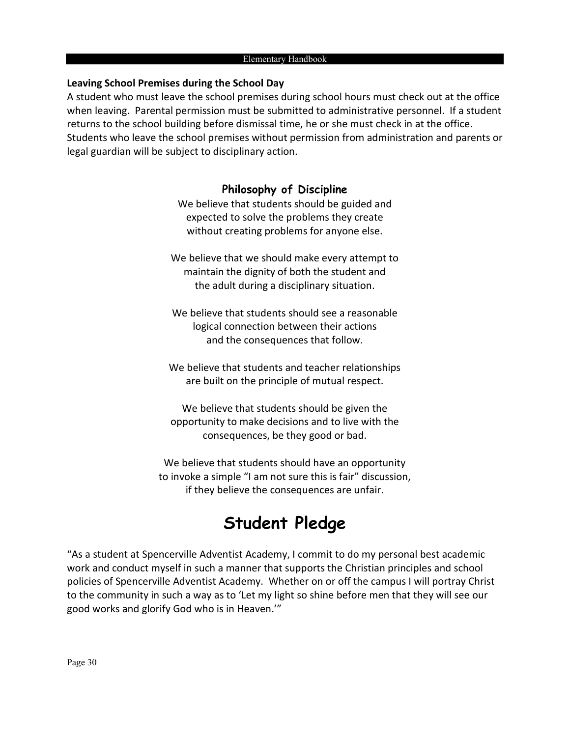**Leaving School Premises during the School Day**

A student who must leave the school premises during school hours must check out at the office when leaving. Parental permission must be submitted to administrative personnel. If a student returns to the school building before dismissal time, he or she must check in at the office. Students who leave the school premises without permission from administration and parents or legal guardian will be subject to disciplinary action.

### Philosophy of Discipline

We believe that students should be guided and expected to solve the problems they create without creating problems for anyone else.

We believe that we should make every attempt to maintain the dignity of both the student and the adult during a disciplinary situation.

We believe that students should see a reasonable logical connection between their actions and the consequences that follow.

We believe that students and teacher relationships are built on the principle of mutual respect.

We believe that students should be given the opportunity to make decisions and to live with the consequences, be they good or bad.

We believe that students should have an opportunity to invoke a simple "I am not sure this is fair" discussion, if they believe the consequences are unfair.

## Student Pledge

"As a student at Spencerville Adventist Academy, I commit to do my personal best academic work and conduct myself in such a manner that supports the Christian principles and school policies of Spencerville Adventist Academy. Whether on or off the campus I will portray Christ to the community in such a way as to 'Let my light so shine before men that they will see our good works and glorify God who is in Heaven.'"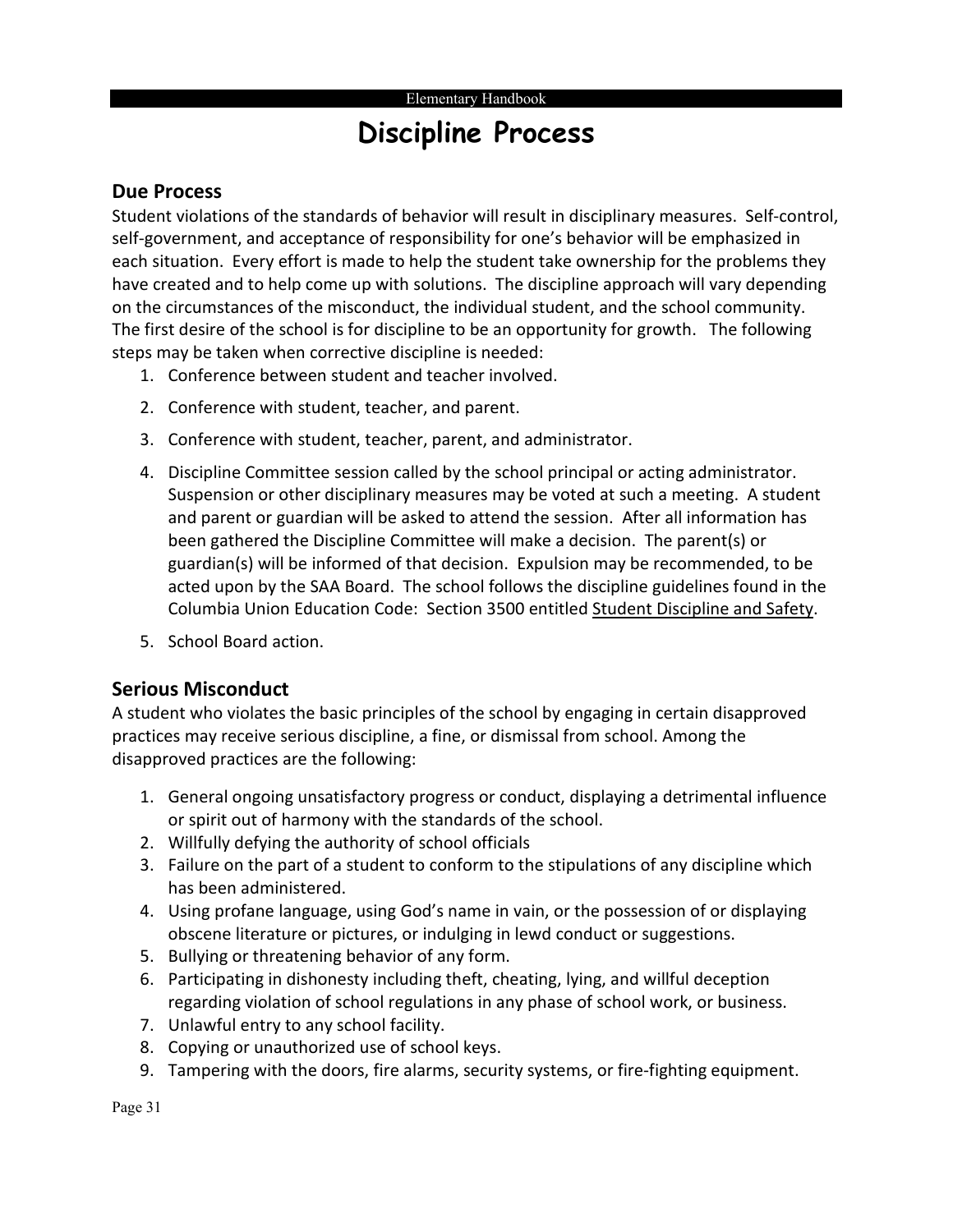# Discipline Process

## Due Process

Student violations of the standards of behavior will result in disciplinary measures. Self-control, self-government, and acceptance of responsibility for one's behavior will be emphasized in each situation. Every effort is made to help the student take ownership for the problems they have created and to help come up with solutions. The discipline approach will vary depending on the circumstances of the misconduct, the individual student, and the school community. The first desire of the school is for discipline to be an opportunity for growth. The following steps may be taken when corrective discipline is needed:

1. Conference between student and teacher involved.
2. Conference with student, teacher, and parent.
3. Conference with student, teacher, parent, and administrator.
4. Discipline Committee session called by the school principal or acting administrator. Suspension or other disciplinary measures may be voted at such a meeting. A student and parent or guardian will be asked to attend the session. After all information has been gathered the Discipline Committee will make a decision. The parent(s) or guardian(s) will be informed of that decision. Expulsion may be recommended, to be acted upon by the SAA Board. The school follows the discipline guidelines found in the Columbia Union Education Code: Section 3500 entitled Student Discipline and Safety.
5. School Board action.

## Serious Misconduct

A student who violates the basic principles of the school by engaging in certain disapproved practices may receive serious discipline, a fine, or dismissal from school. Among the disapproved practices are the following:

1. General ongoing unsatisfactory progress or conduct, displaying a detrimental influence or spirit out of harmony with the standards of the school.
2. Willfully defying the authority of school officials
3. Failure on the part of a student to conform to the stipulations of any discipline which has been administered.
4. Using profane language, using God's name in vain, or the possession of or displaying obscene literature or pictures, or indulging in lewd conduct or suggestions.
5. Bullying or threatening behavior of any form.
6. Participating in dishonesty including theft, cheating, lying, and willful deception regarding violation of school regulations in any phase of school work, or business.
7. Unlawful entry to any school facility.
8. Copying or unauthorized use of school keys.
9. Tampering with the doors, fire alarms, security systems, or fire-fighting equipment.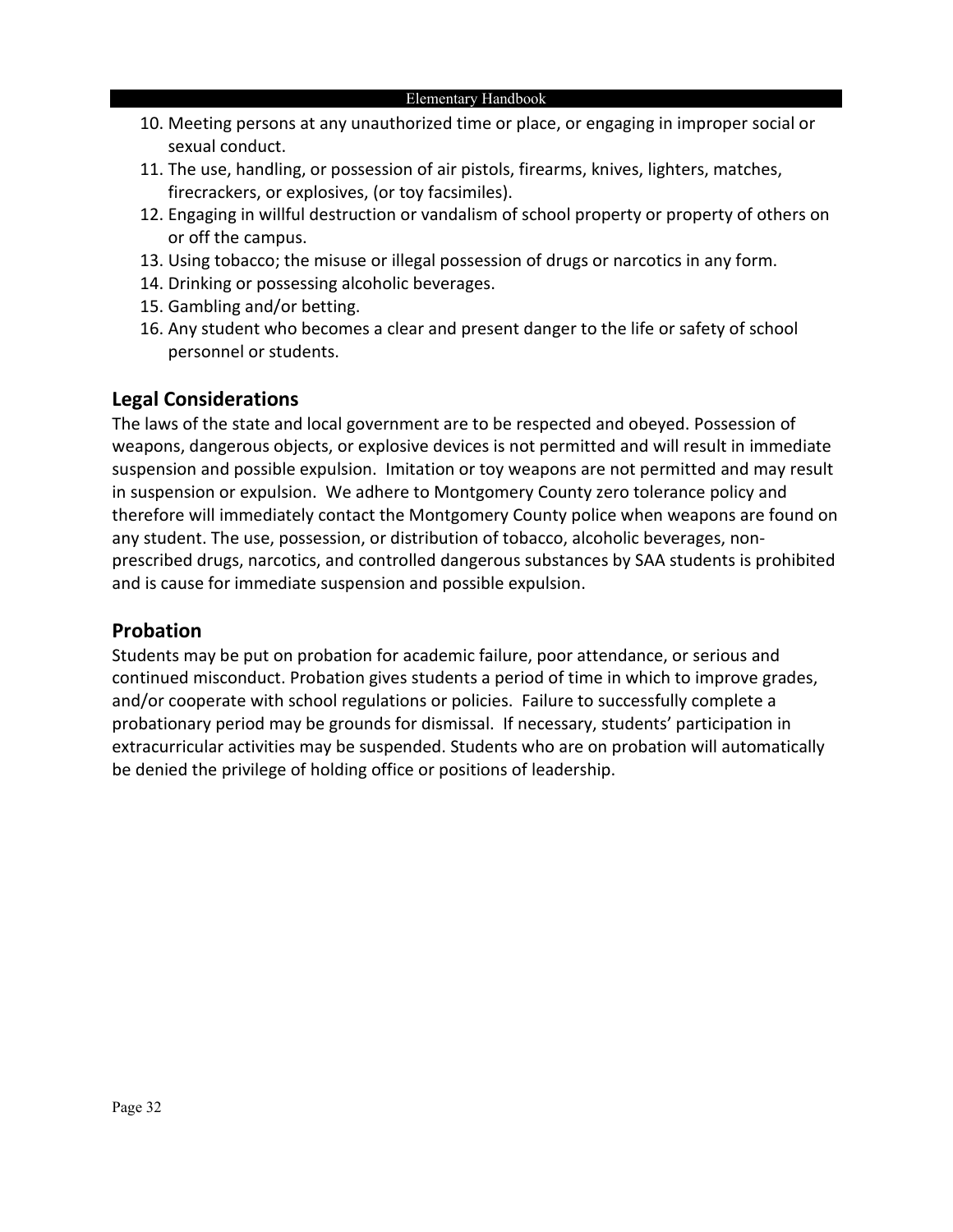10. Meeting persons at any unauthorized time or place, or engaging in improper social or sexual conduct.
11. The use, handling, or possession of air pistols, firearms, knives, lighters, matches, firecrackers, or explosives, (or toy facsimiles).
12. Engaging in willful destruction or vandalism of school property or property of others on or off the campus.
13. Using tobacco; the misuse or illegal possession of drugs or narcotics in any form.
14. Drinking or possessing alcoholic beverages.
15. Gambling and/or betting.
16. Any student who becomes a clear and present danger to the life or safety of school personnel or students.

## Legal Considerations

The laws of the state and local government are to be respected and obeyed. Possession of weapons, dangerous objects, or explosive devices is not permitted and will result in immediate suspension and possible expulsion. Imitation or toy weapons are not permitted and may result in suspension or expulsion. We adhere to Montgomery County zero tolerance policy and therefore will immediately contact the Montgomery County police when weapons are found on any student. The use, possession, or distribution of tobacco, alcoholic beverages, non-prescribed drugs, narcotics, and controlled dangerous substances by SAA students is prohibited and is cause for immediate suspension and possible expulsion.

## Probation

Students may be put on probation for academic failure, poor attendance, or serious and continued misconduct. Probation gives students a period of time in which to improve grades, and/or cooperate with school regulations or policies. Failure to successfully complete a probationary period may be grounds for dismissal. If necessary, students' participation in extracurricular activities may be suspended. Students who are on probation will automatically be denied the privilege of holding office or positions of leadership.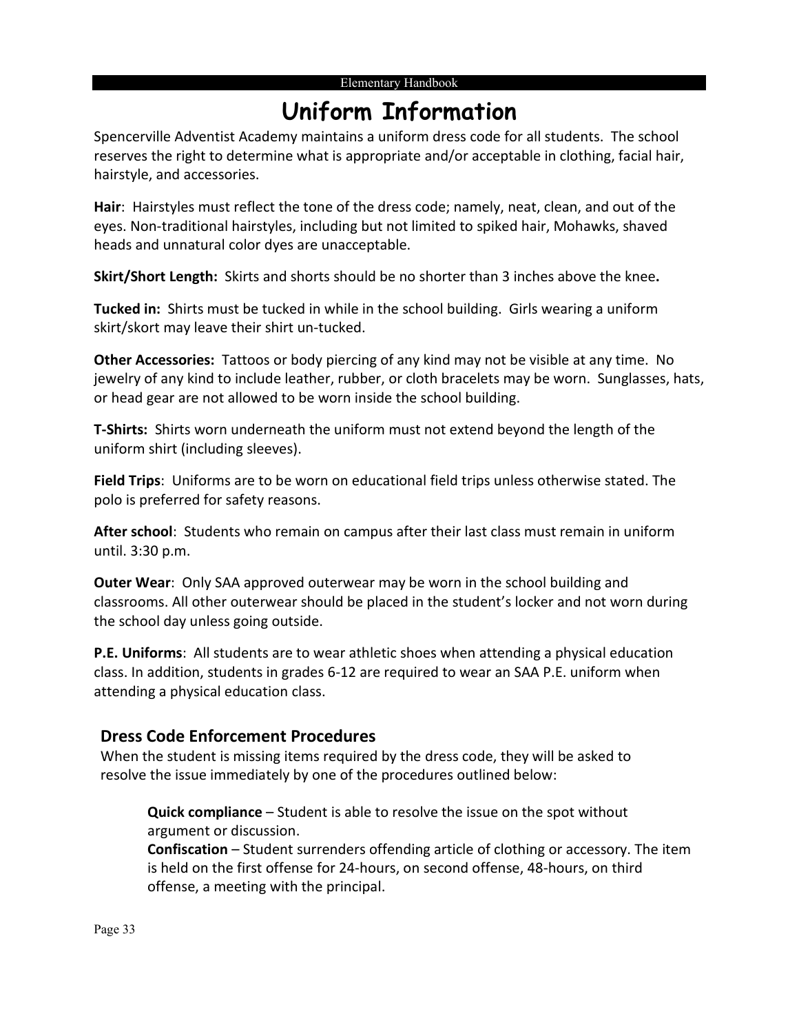# Uniform Information

Spencerville Adventist Academy maintains a uniform dress code for all students. The school reserves the right to determine what is appropriate and/or acceptable in clothing, facial hair, hairstyle, and accessories.

**Hair**: Hairstyles must reflect the tone of the dress code; namely, neat, clean, and out of the eyes. Non-traditional hairstyles, including but not limited to spiked hair, Mohawks, shaved heads and unnatural color dyes are unacceptable.

**Skirt/Short Length:** Skirts and shorts should be no shorter than 3 inches above the knee**.**

**Tucked in:** Shirts must be tucked in while in the school building. Girls wearing a uniform skirt/skort may leave their shirt un-tucked.

**Other Accessories:** Tattoos or body piercing of any kind may not be visible at any time. No jewelry of any kind to include leather, rubber, or cloth bracelets may be worn. Sunglasses, hats, or head gear are not allowed to be worn inside the school building.

**T-Shirts:** Shirts worn underneath the uniform must not extend beyond the length of the uniform shirt (including sleeves).

**Field Trips**: Uniforms are to be worn on educational field trips unless otherwise stated. The polo is preferred for safety reasons.

**After school**: Students who remain on campus after their last class must remain in uniform until. 3:30 p.m.

**Outer Wear**: Only SAA approved outerwear may be worn in the school building and classrooms. All other outerwear should be placed in the student's locker and not worn during the school day unless going outside.

**P.E. Uniforms**: All students are to wear athletic shoes when attending a physical education class. In addition, students in grades 6-12 are required to wear an SAA P.E. uniform when attending a physical education class.

## Dress Code Enforcement Procedures

When the student is missing items required by the dress code, they will be asked to resolve the issue immediately by one of the procedures outlined below:

**Quick compliance** – Student is able to resolve the issue on the spot without argument or discussion.
**Confiscation** – Student surrenders offending article of clothing or accessory. The item is held on the first offense for 24-hours, on second offense, 48-hours, on third offense, a meeting with the principal.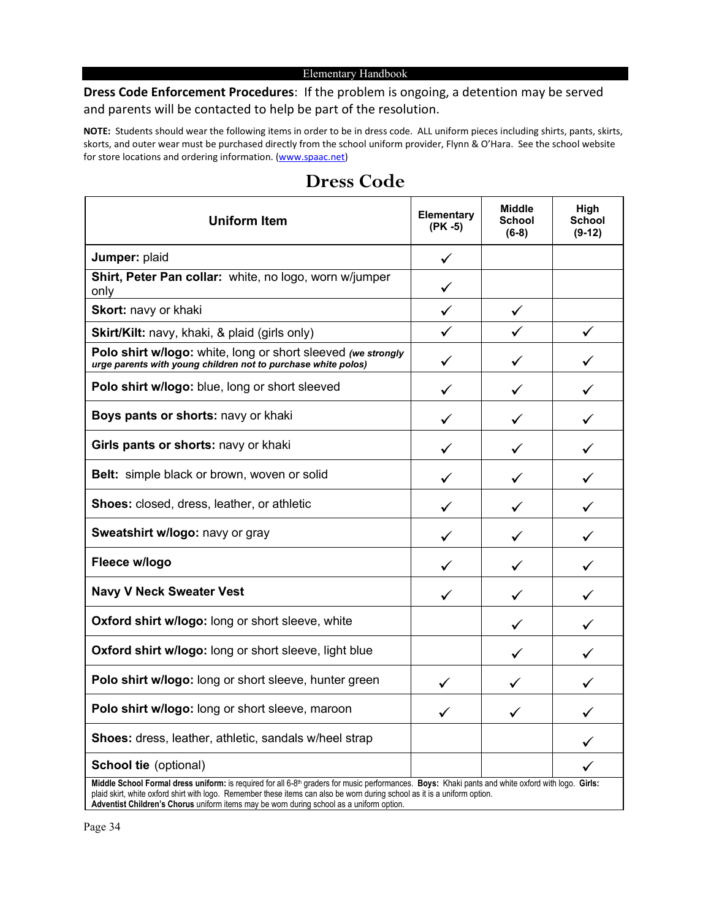**Dress Code Enforcement Procedures**: If the problem is ongoing, a detention may be served and parents will be contacted to help be part of the resolution.

**NOTE:** Students should wear the following items in order to be in dress code. ALL uniform pieces including shirts, pants, skirts, skorts, and outer wear must be purchased directly from the school uniform provider, Flynn & O'Hara. See the school website for store locations and ordering information. (www.spaac.net)

# Dress Code

| Uniform Item | Elementary (PK -5) | Middle School (6-8) | High School (9-12) |
|---|---|---|---|
| **Jumper:** plaid | ✓ | | |
| **Shirt, Peter Pan collar:** white, no logo, worn w/jumper only | ✓ | | |
| **Skort:** navy or khaki | ✓ | ✓ | |
| **Skirt/Kilt:** navy, khaki, & plaid (girls only) | ✓ | ✓ | ✓ |
| **Polo shirt w/logo:** white, long or short sleeved ***(we strongly urge parents with young children not to purchase white polos)*** | ✓ | ✓ | ✓ |
| **Polo shirt w/logo:** blue, long or short sleeved | ✓ | ✓ | ✓ |
| **Boys pants or shorts:** navy or khaki | ✓ | ✓ | ✓ |
| **Girls pants or shorts:** navy or khaki | ✓ | ✓ | ✓ |
| **Belt:** simple black or brown, woven or solid | ✓ | ✓ | ✓ |
| **Shoes:** closed, dress, leather, or athletic | ✓ | ✓ | ✓ |
| **Sweatshirt w/logo:** navy or gray | ✓ | ✓ | ✓ |
| **Fleece w/logo** | ✓ | ✓ | ✓ |
| **Navy V Neck Sweater Vest** | ✓ | ✓ | ✓ |
| **Oxford shirt w/logo:** long or short sleeve, white | | ✓ | ✓ |
| **Oxford shirt w/logo:** long or short sleeve, light blue | | ✓ | ✓ |
| **Polo shirt w/logo:** long or short sleeve, hunter green | ✓ | ✓ | ✓ |
| **Polo shirt w/logo:** long or short sleeve, maroon | ✓ | ✓ | ✓ |
| **Shoes:** dress, leather, athletic, sandals w/heel strap | | | ✓ |
| **School tie** (optional) | | | ✓ |

**Middle School Formal dress uniform:** is required for all 6-8th graders for music performances. **Boys:** Khaki pants and white oxford with logo. **Girls:** plaid skirt, white oxford shirt with logo. Remember these items can also be worn during school as it is a uniform option.
**Adventist Children's Chorus** uniform items may be worn during school as a uniform option.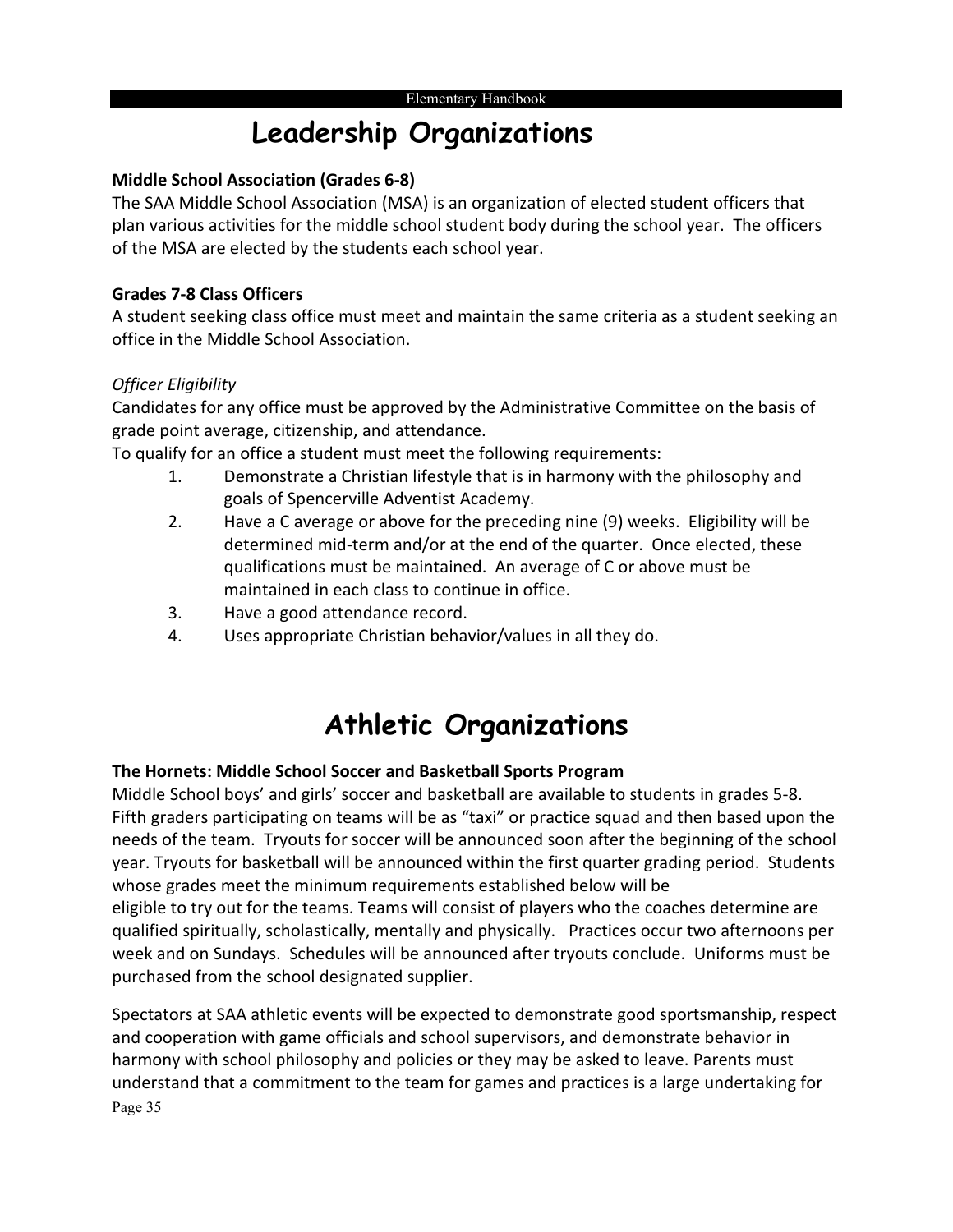# Leadership Organizations

**Middle School Association (Grades 6-8)**

The SAA Middle School Association (MSA) is an organization of elected student officers that plan various activities for the middle school student body during the school year. The officers of the MSA are elected by the students each school year.

**Grades 7-8 Class Officers**

A student seeking class office must meet and maintain the same criteria as a student seeking an office in the Middle School Association.

*Officer Eligibility*

Candidates for any office must be approved by the Administrative Committee on the basis of grade point average, citizenship, and attendance.

To qualify for an office a student must meet the following requirements:

1. Demonstrate a Christian lifestyle that is in harmony with the philosophy and goals of Spencerville Adventist Academy.
2. Have a C average or above for the preceding nine (9) weeks. Eligibility will be determined mid-term and/or at the end of the quarter. Once elected, these qualifications must be maintained. An average of C or above must be maintained in each class to continue in office.
3. Have a good attendance record.
4. Uses appropriate Christian behavior/values in all they do.

# Athletic Organizations

**The Hornets: Middle School Soccer and Basketball Sports Program**

Middle School boys' and girls' soccer and basketball are available to students in grades 5-8. Fifth graders participating on teams will be as "taxi" or practice squad and then based upon the needs of the team. Tryouts for soccer will be announced soon after the beginning of the school year. Tryouts for basketball will be announced within the first quarter grading period. Students whose grades meet the minimum requirements established below will be eligible to try out for the teams. Teams will consist of players who the coaches determine are qualified spiritually, scholastically, mentally and physically. Practices occur two afternoons per week and on Sundays. Schedules will be announced after tryouts conclude. Uniforms must be purchased from the school designated supplier.

Spectators at SAA athletic events will be expected to demonstrate good sportsmanship, respect and cooperation with game officials and school supervisors, and demonstrate behavior in harmony with school philosophy and policies or they may be asked to leave. Parents must understand that a commitment to the team for games and practices is a large undertaking for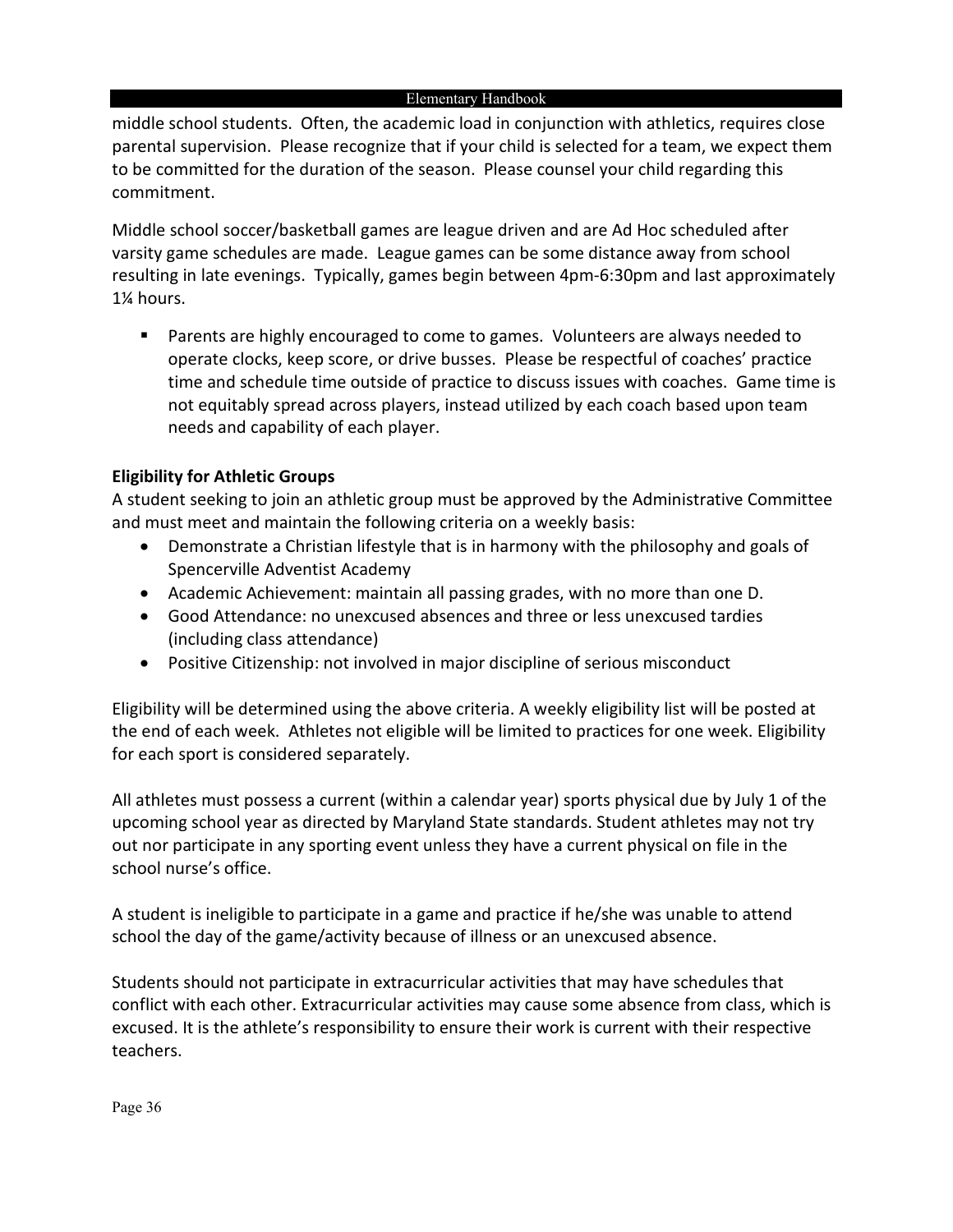middle school students. Often, the academic load in conjunction with athletics, requires close parental supervision. Please recognize that if your child is selected for a team, we expect them to be committed for the duration of the season. Please counsel your child regarding this commitment.

Middle school soccer/basketball games are league driven and are Ad Hoc scheduled after varsity game schedules are made. League games can be some distance away from school resulting in late evenings. Typically, games begin between 4pm-6:30pm and last approximately 1¼ hours.

- Parents are highly encouraged to come to games. Volunteers are always needed to operate clocks, keep score, or drive busses. Please be respectful of coaches' practice time and schedule time outside of practice to discuss issues with coaches. Game time is not equitably spread across players, instead utilized by each coach based upon team needs and capability of each player.

### Eligibility for Athletic Groups

A student seeking to join an athletic group must be approved by the Administrative Committee and must meet and maintain the following criteria on a weekly basis:

- Demonstrate a Christian lifestyle that is in harmony with the philosophy and goals of Spencerville Adventist Academy
- Academic Achievement: maintain all passing grades, with no more than one D.
- Good Attendance: no unexcused absences and three or less unexcused tardies (including class attendance)
- Positive Citizenship: not involved in major discipline of serious misconduct

Eligibility will be determined using the above criteria. A weekly eligibility list will be posted at the end of each week. Athletes not eligible will be limited to practices for one week. Eligibility for each sport is considered separately.

All athletes must possess a current (within a calendar year) sports physical due by July 1 of the upcoming school year as directed by Maryland State standards. Student athletes may not try out nor participate in any sporting event unless they have a current physical on file in the school nurse's office.

A student is ineligible to participate in a game and practice if he/she was unable to attend school the day of the game/activity because of illness or an unexcused absence.

Students should not participate in extracurricular activities that may have schedules that conflict with each other. Extracurricular activities may cause some absence from class, which is excused. It is the athlete's responsibility to ensure their work is current with their respective teachers.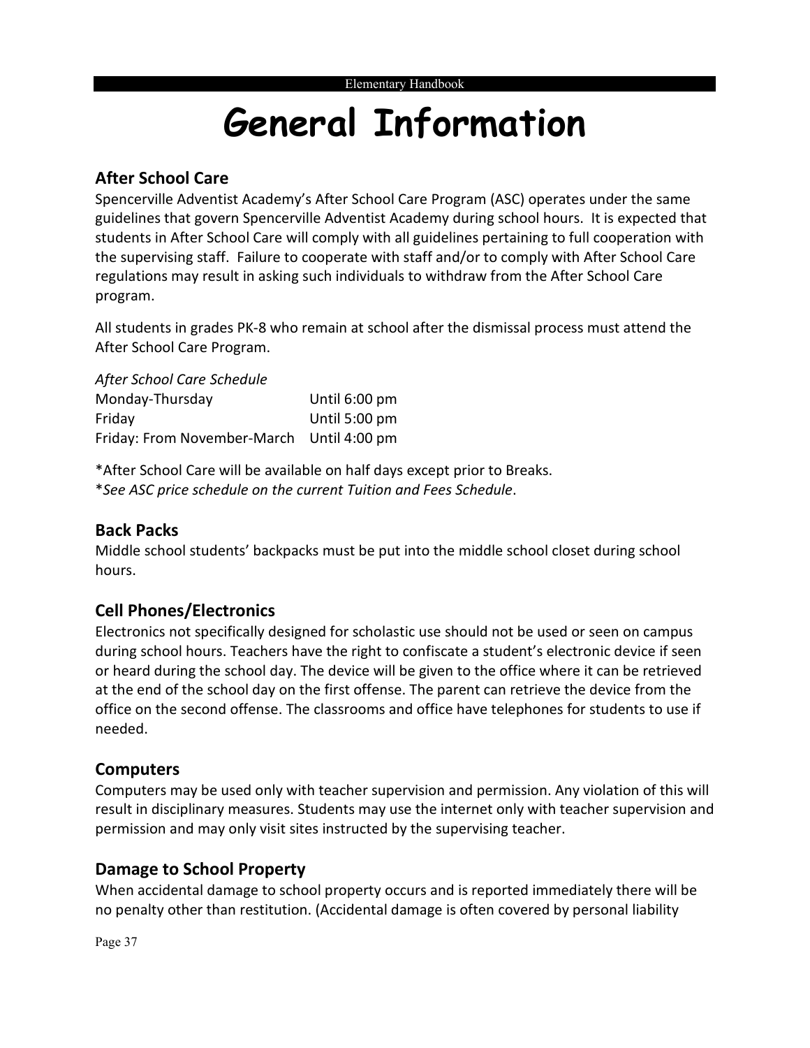# General Information

## After School Care

Spencerville Adventist Academy's After School Care Program (ASC) operates under the same guidelines that govern Spencerville Adventist Academy during school hours. It is expected that students in After School Care will comply with all guidelines pertaining to full cooperation with the supervising staff. Failure to cooperate with staff and/or to comply with After School Care regulations may result in asking such individuals to withdraw from the After School Care program.

All students in grades PK-8 who remain at school after the dismissal process must attend the After School Care Program.

*After School Care Schedule*

| | |
|---|---|
| Monday-Thursday | Until 6:00 pm |
| Friday | Until 5:00 pm |
| Friday: From November-March | Until 4:00 pm |

*After School Care will be available on half days except prior to Breaks.
**See ASC price schedule on the current Tuition and Fees Schedule*.

## Back Packs

Middle school students' backpacks must be put into the middle school closet during school hours.

## Cell Phones/Electronics

Electronics not specifically designed for scholastic use should not be used or seen on campus during school hours. Teachers have the right to confiscate a student's electronic device if seen or heard during the school day. The device will be given to the office where it can be retrieved at the end of the school day on the first offense. The parent can retrieve the device from the office on the second offense. The classrooms and office have telephones for students to use if needed.

## Computers

Computers may be used only with teacher supervision and permission. Any violation of this will result in disciplinary measures. Students may use the internet only with teacher supervision and permission and may only visit sites instructed by the supervising teacher.

## Damage to School Property

When accidental damage to school property occurs and is reported immediately there will be no penalty other than restitution. (Accidental damage is often covered by personal liability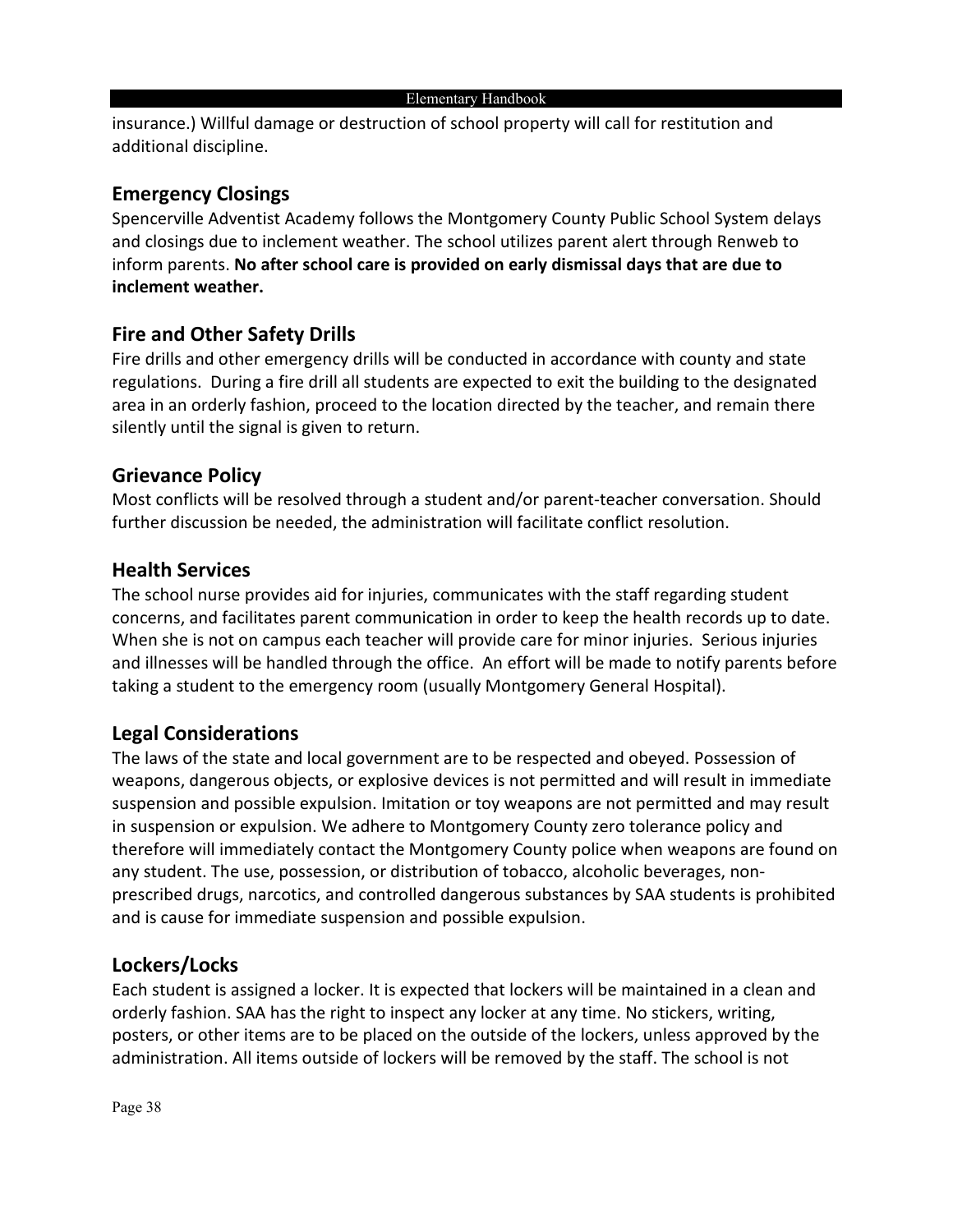insurance.) Willful damage or destruction of school property will call for restitution and additional discipline.

## Emergency Closings

Spencerville Adventist Academy follows the Montgomery County Public School System delays and closings due to inclement weather. The school utilizes parent alert through Renweb to inform parents. **No after school care is provided on early dismissal days that are due to inclement weather.**

## Fire and Other Safety Drills

Fire drills and other emergency drills will be conducted in accordance with county and state regulations. During a fire drill all students are expected to exit the building to the designated area in an orderly fashion, proceed to the location directed by the teacher, and remain there silently until the signal is given to return.

## Grievance Policy

Most conflicts will be resolved through a student and/or parent-teacher conversation. Should further discussion be needed, the administration will facilitate conflict resolution.

## Health Services

The school nurse provides aid for injuries, communicates with the staff regarding student concerns, and facilitates parent communication in order to keep the health records up to date. When she is not on campus each teacher will provide care for minor injuries. Serious injuries and illnesses will be handled through the office. An effort will be made to notify parents before taking a student to the emergency room (usually Montgomery General Hospital).

## Legal Considerations

The laws of the state and local government are to be respected and obeyed. Possession of weapons, dangerous objects, or explosive devices is not permitted and will result in immediate suspension and possible expulsion. Imitation or toy weapons are not permitted and may result in suspension or expulsion. We adhere to Montgomery County zero tolerance policy and therefore will immediately contact the Montgomery County police when weapons are found on any student. The use, possession, or distribution of tobacco, alcoholic beverages, non-prescribed drugs, narcotics, and controlled dangerous substances by SAA students is prohibited and is cause for immediate suspension and possible expulsion.

## Lockers/Locks

Each student is assigned a locker. It is expected that lockers will be maintained in a clean and orderly fashion. SAA has the right to inspect any locker at any time. No stickers, writing, posters, or other items are to be placed on the outside of the lockers, unless approved by the administration. All items outside of lockers will be removed by the staff. The school is not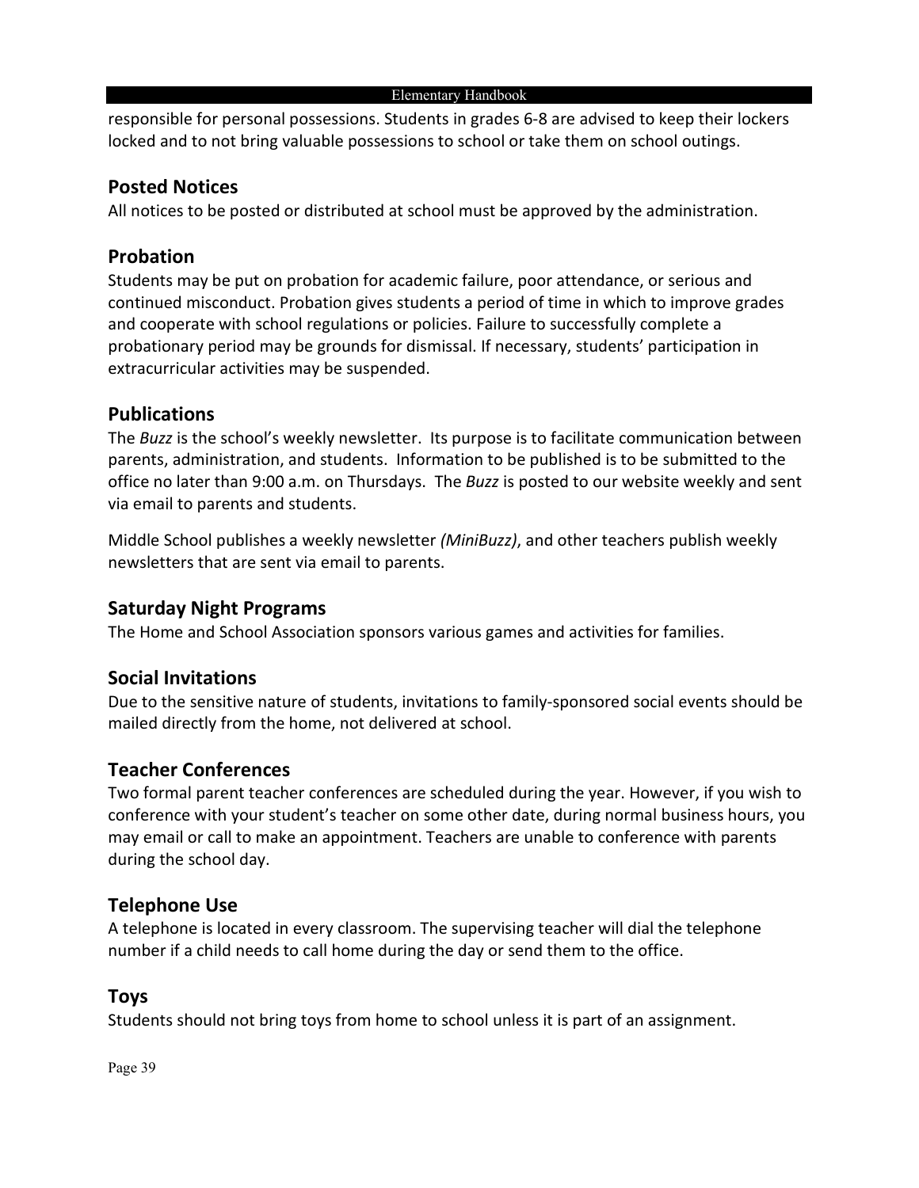responsible for personal possessions. Students in grades 6-8 are advised to keep their lockers locked and to not bring valuable possessions to school or take them on school outings.

## Posted Notices

All notices to be posted or distributed at school must be approved by the administration.

## Probation

Students may be put on probation for academic failure, poor attendance, or serious and continued misconduct. Probation gives students a period of time in which to improve grades and cooperate with school regulations or policies. Failure to successfully complete a probationary period may be grounds for dismissal. If necessary, students' participation in extracurricular activities may be suspended.

## Publications

The *Buzz* is the school's weekly newsletter. Its purpose is to facilitate communication between parents, administration, and students. Information to be published is to be submitted to the office no later than 9:00 a.m. on Thursdays. The *Buzz* is posted to our website weekly and sent via email to parents and students.

Middle School publishes a weekly newsletter *(MiniBuzz)*, and other teachers publish weekly newsletters that are sent via email to parents.

## Saturday Night Programs

The Home and School Association sponsors various games and activities for families.

## Social Invitations

Due to the sensitive nature of students, invitations to family-sponsored social events should be mailed directly from the home, not delivered at school.

## Teacher Conferences

Two formal parent teacher conferences are scheduled during the year. However, if you wish to conference with your student's teacher on some other date, during normal business hours, you may email or call to make an appointment. Teachers are unable to conference with parents during the school day.

## Telephone Use

A telephone is located in every classroom. The supervising teacher will dial the telephone number if a child needs to call home during the day or send them to the office.

## Toys

Students should not bring toys from home to school unless it is part of an assignment.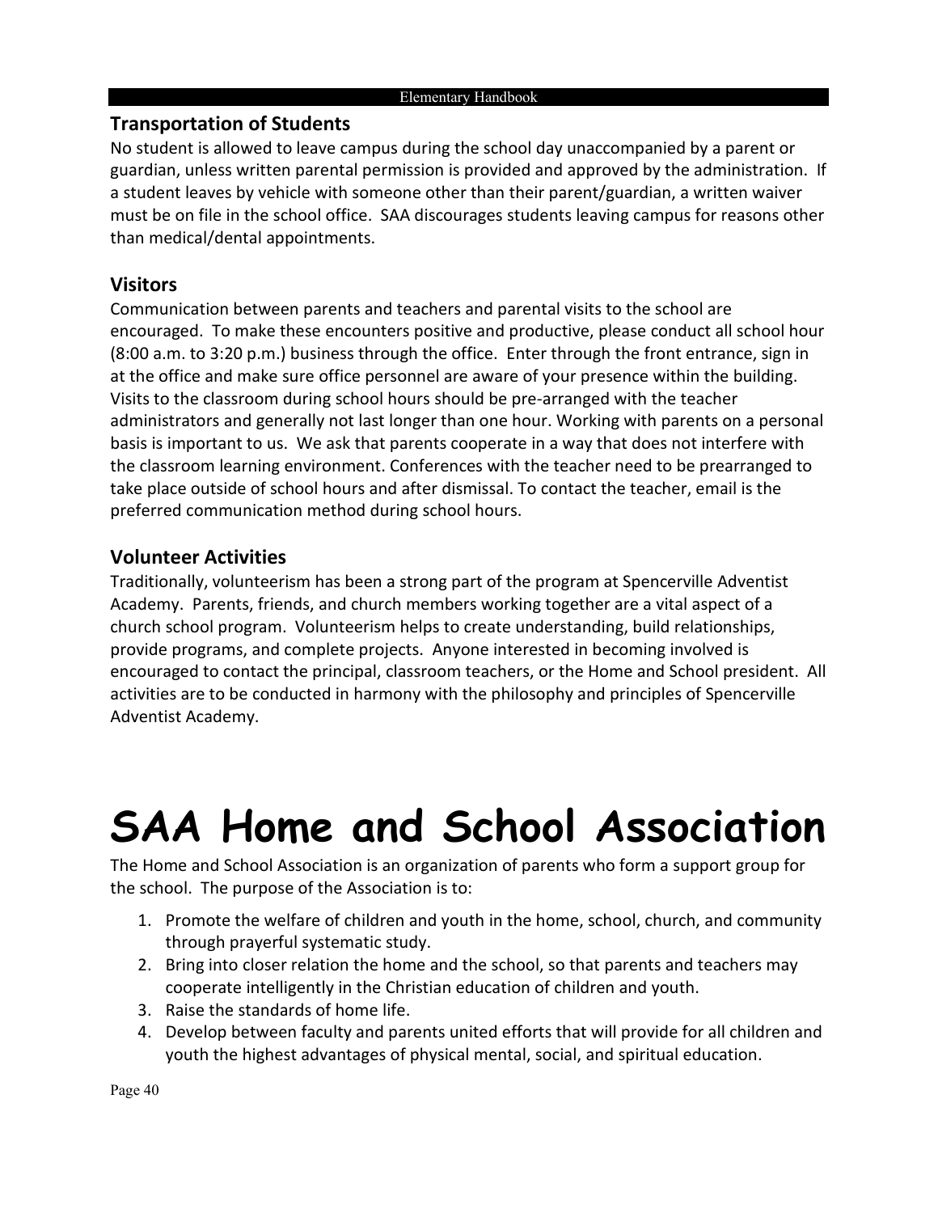## Transportation of Students

No student is allowed to leave campus during the school day unaccompanied by a parent or guardian, unless written parental permission is provided and approved by the administration. If a student leaves by vehicle with someone other than their parent/guardian, a written waiver must be on file in the school office. SAA discourages students leaving campus for reasons other than medical/dental appointments.

## Visitors

Communication between parents and teachers and parental visits to the school are encouraged. To make these encounters positive and productive, please conduct all school hour (8:00 a.m. to 3:20 p.m.) business through the office. Enter through the front entrance, sign in at the office and make sure office personnel are aware of your presence within the building. Visits to the classroom during school hours should be pre-arranged with the teacher administrators and generally not last longer than one hour. Working with parents on a personal basis is important to us. We ask that parents cooperate in a way that does not interfere with the classroom learning environment. Conferences with the teacher need to be prearranged to take place outside of school hours and after dismissal. To contact the teacher, email is the preferred communication method during school hours.

## Volunteer Activities

Traditionally, volunteerism has been a strong part of the program at Spencerville Adventist Academy. Parents, friends, and church members working together are a vital aspect of a church school program. Volunteerism helps to create understanding, build relationships, provide programs, and complete projects. Anyone interested in becoming involved is encouraged to contact the principal, classroom teachers, or the Home and School president. All activities are to be conducted in harmony with the philosophy and principles of Spencerville Adventist Academy.

# SAA Home and School Association

The Home and School Association is an organization of parents who form a support group for the school. The purpose of the Association is to:

1. Promote the welfare of children and youth in the home, school, church, and community through prayerful systematic study.
2. Bring into closer relation the home and the school, so that parents and teachers may cooperate intelligently in the Christian education of children and youth.
3. Raise the standards of home life.
4. Develop between faculty and parents united efforts that will provide for all children and youth the highest advantages of physical mental, social, and spiritual education.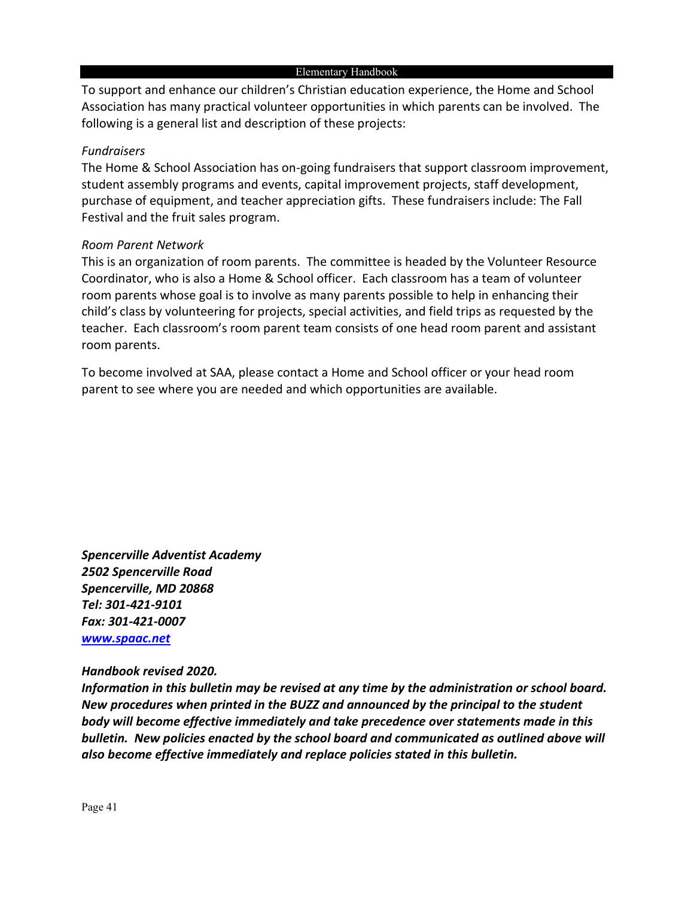To support and enhance our children's Christian education experience, the Home and School Association has many practical volunteer opportunities in which parents can be involved. The following is a general list and description of these projects:

*Fundraisers*

The Home & School Association has on-going fundraisers that support classroom improvement, student assembly programs and events, capital improvement projects, staff development, purchase of equipment, and teacher appreciation gifts. These fundraisers include: The Fall Festival and the fruit sales program.

*Room Parent Network*

This is an organization of room parents. The committee is headed by the Volunteer Resource Coordinator, who is also a Home & School officer. Each classroom has a team of volunteer room parents whose goal is to involve as many parents possible to help in enhancing their child's class by volunteering for projects, special activities, and field trips as requested by the teacher. Each classroom's room parent team consists of one head room parent and assistant room parents.

To become involved at SAA, please contact a Home and School officer or your head room parent to see where you are needed and which opportunities are available.

***Spencerville Adventist Academy***
***2502 Spencerville Road***
***Spencerville, MD 20868***
***Tel: 301-421-9101***
***Fax: 301-421-0007***
***www.spaac.net***

***Handbook revised 2020.***
***Information in this bulletin may be revised at any time by the administration or school board. New procedures when printed in the BUZZ and announced by the principal to the student body will become effective immediately and take precedence over statements made in this bulletin. New policies enacted by the school board and communicated as outlined above will also become effective immediately and replace policies stated in this bulletin.***